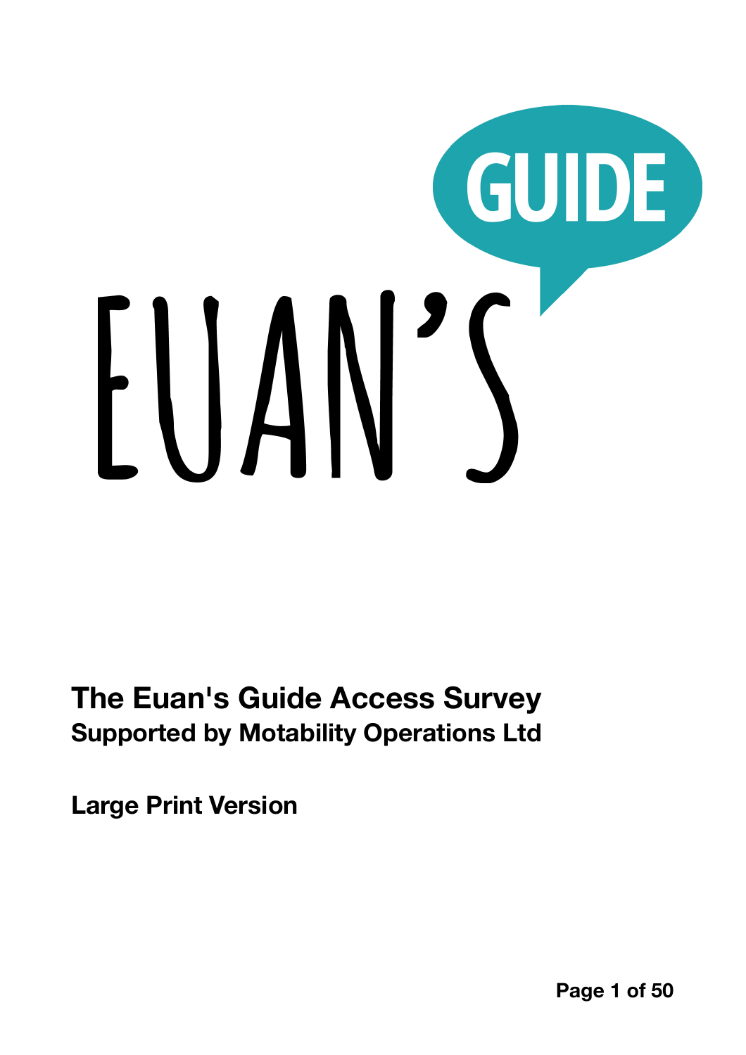# Euan's Guide

## The Euan's Guide Access Survey

**Supported by Motability Operations Ltd**

**Large Print Version**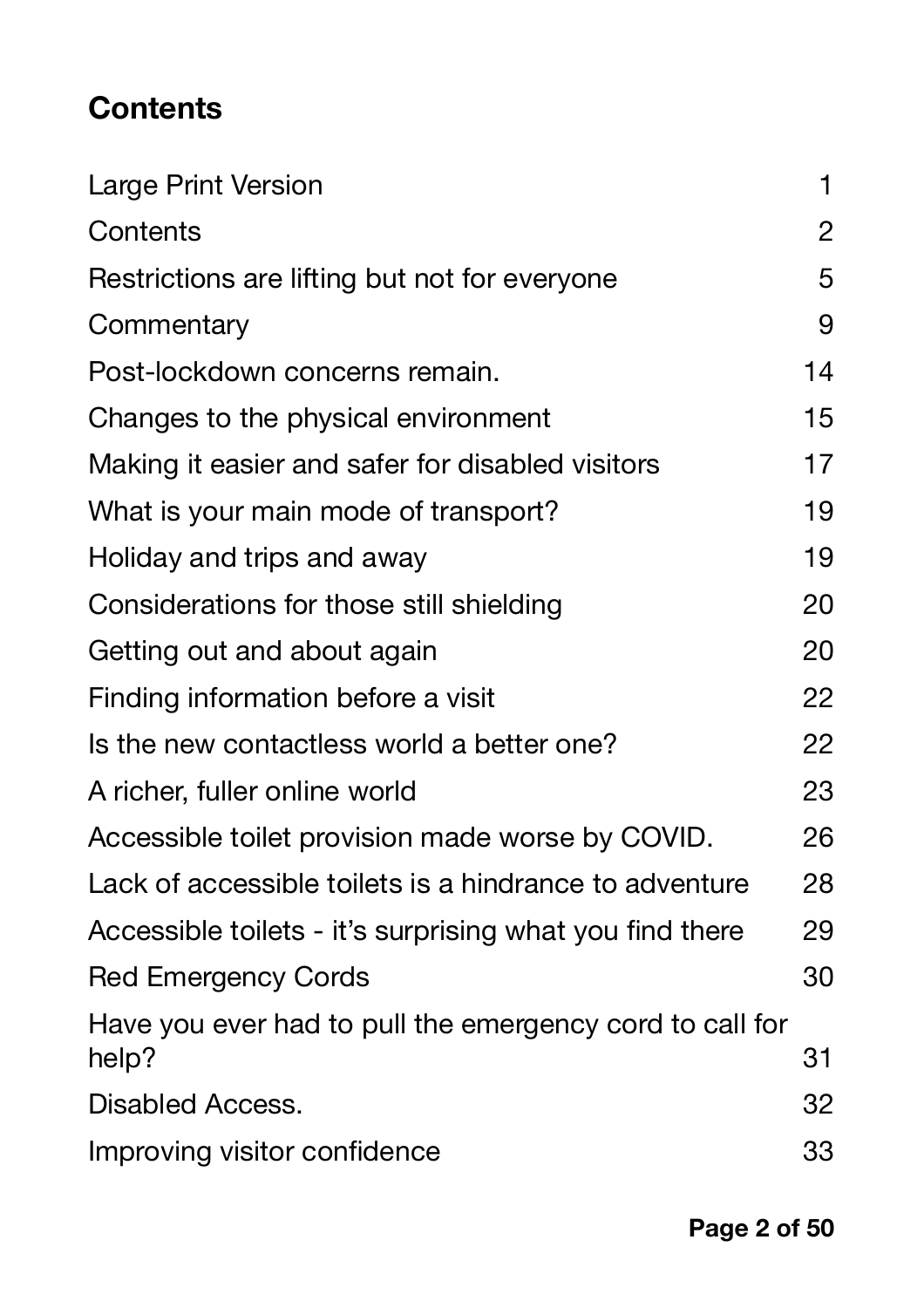## Contents

| | |
|---|---|
| Large Print Version | 1 |
| Contents | 2 |
| Restrictions are lifting but not for everyone | 5 |
| Commentary | 9 |
| Post-lockdown concerns remain. | 14 |
| Changes to the physical environment | 15 |
| Making it easier and safer for disabled visitors | 17 |
| What is your main mode of transport? | 19 |
| Holiday and trips and away | 19 |
| Considerations for those still shielding | 20 |
| Getting out and about again | 20 |
| Finding information before a visit | 22 |
| Is the new contactless world a better one? | 22 |
| A richer, fuller online world | 23 |
| Accessible toilet provision made worse by COVID. | 26 |
| Lack of accessible toilets is a hindrance to adventure | 28 |
| Accessible toilets - it's surprising what you find there | 29 |
| Red Emergency Cords | 30 |
| Have you ever had to pull the emergency cord to call for help? | 31 |
| Disabled Access. | 32 |
| Improving visitor confidence | 33 |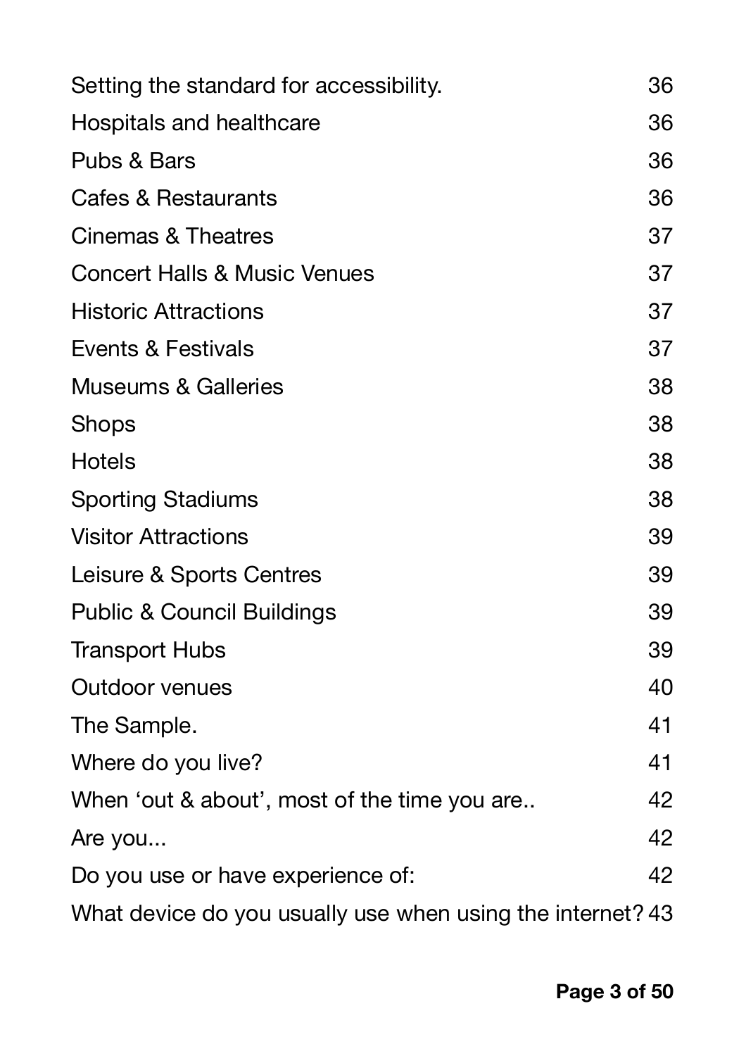| | |
|---|---|
| Setting the standard for accessibility. | 36 |
| Hospitals and healthcare | 36 |
| Pubs & Bars | 36 |
| Cafes & Restaurants | 36 |
| Cinemas & Theatres | 37 |
| Concert Halls & Music Venues | 37 |
| Historic Attractions | 37 |
| Events & Festivals | 37 |
| Museums & Galleries | 38 |
| Shops | 38 |
| Hotels | 38 |
| Sporting Stadiums | 38 |
| Visitor Attractions | 39 |
| Leisure & Sports Centres | 39 |
| Public & Council Buildings | 39 |
| Transport Hubs | 39 |
| Outdoor venues | 40 |
| The Sample. | 41 |
| Where do you live? | 41 |
| When 'out & about', most of the time you are.. | 42 |
| Are you... | 42 |
| Do you use or have experience of: | 42 |
| What device do you usually use when using the internet? | 43 |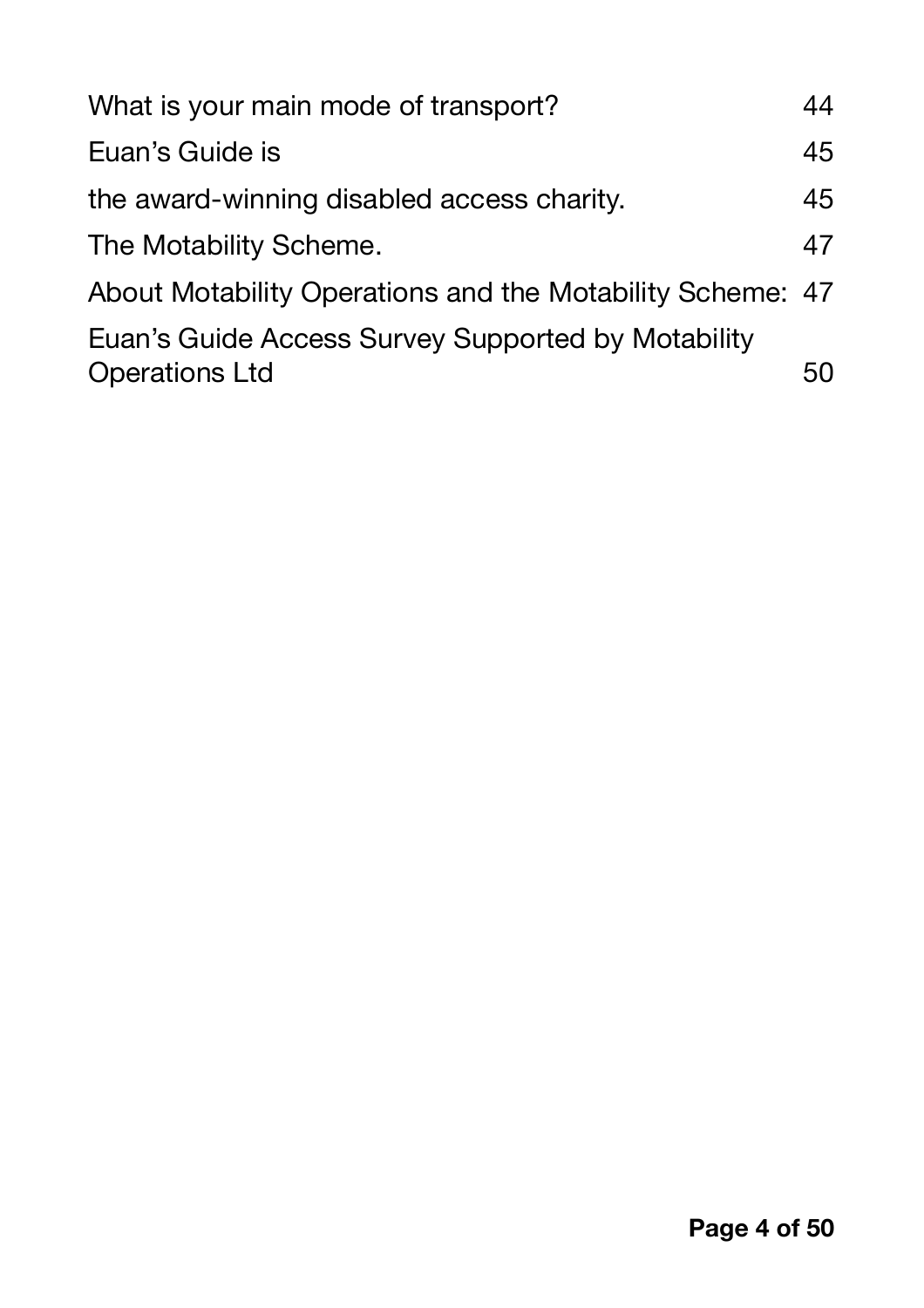| | |
|---|---|
| What is your main mode of transport? | 44 |
| Euan’s Guide is | 45 |
| the award-winning disabled access charity. | 45 |
| The Motability Scheme. | 47 |
| About Motability Operations and the Motability Scheme: | 47 |
| Euan’s Guide Access Survey Supported by Motability Operations Ltd | 50 |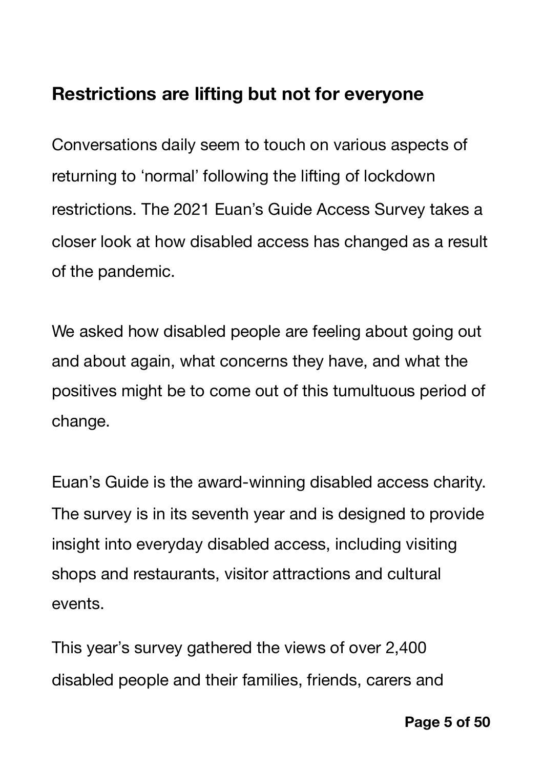## Restrictions are lifting but not for everyone

Conversations daily seem to touch on various aspects of returning to 'normal' following the lifting of lockdown restrictions. The 2021 Euan's Guide Access Survey takes a closer look at how disabled access has changed as a result of the pandemic.

We asked how disabled people are feeling about going out and about again, what concerns they have, and what the positives might be to come out of this tumultuous period of change.

Euan's Guide is the award-winning disabled access charity. The survey is in its seventh year and is designed to provide insight into everyday disabled access, including visiting shops and restaurants, visitor attractions and cultural events.

This year's survey gathered the views of over 2,400 disabled people and their families, friends, carers and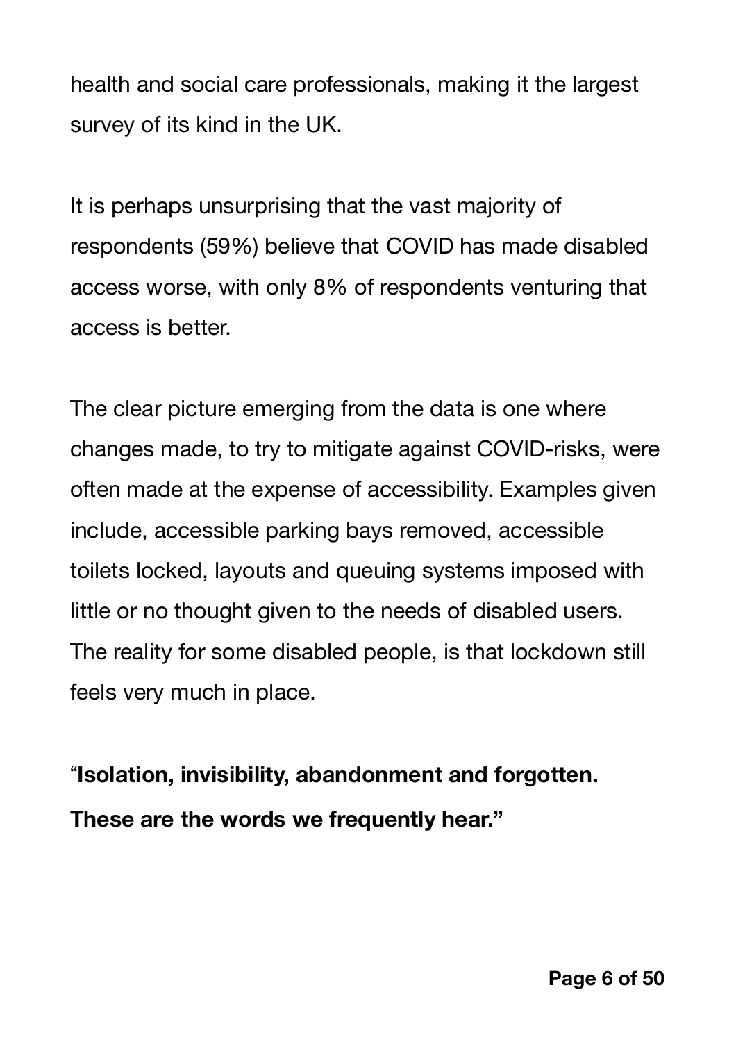health and social care professionals, making it the largest survey of its kind in the UK.

It is perhaps unsurprising that the vast majority of respondents (59%) believe that COVID has made disabled access worse, with only 8% of respondents venturing that access is better.

The clear picture emerging from the data is one where changes made, to try to mitigate against COVID-risks, were often made at the expense of accessibility. Examples given include, accessible parking bays removed, accessible toilets locked, layouts and queuing systems imposed with little or no thought given to the needs of disabled users. The reality for some disabled people, is that lockdown still feels very much in place.

"**Isolation, invisibility, abandonment and forgotten. These are the words we frequently hear."**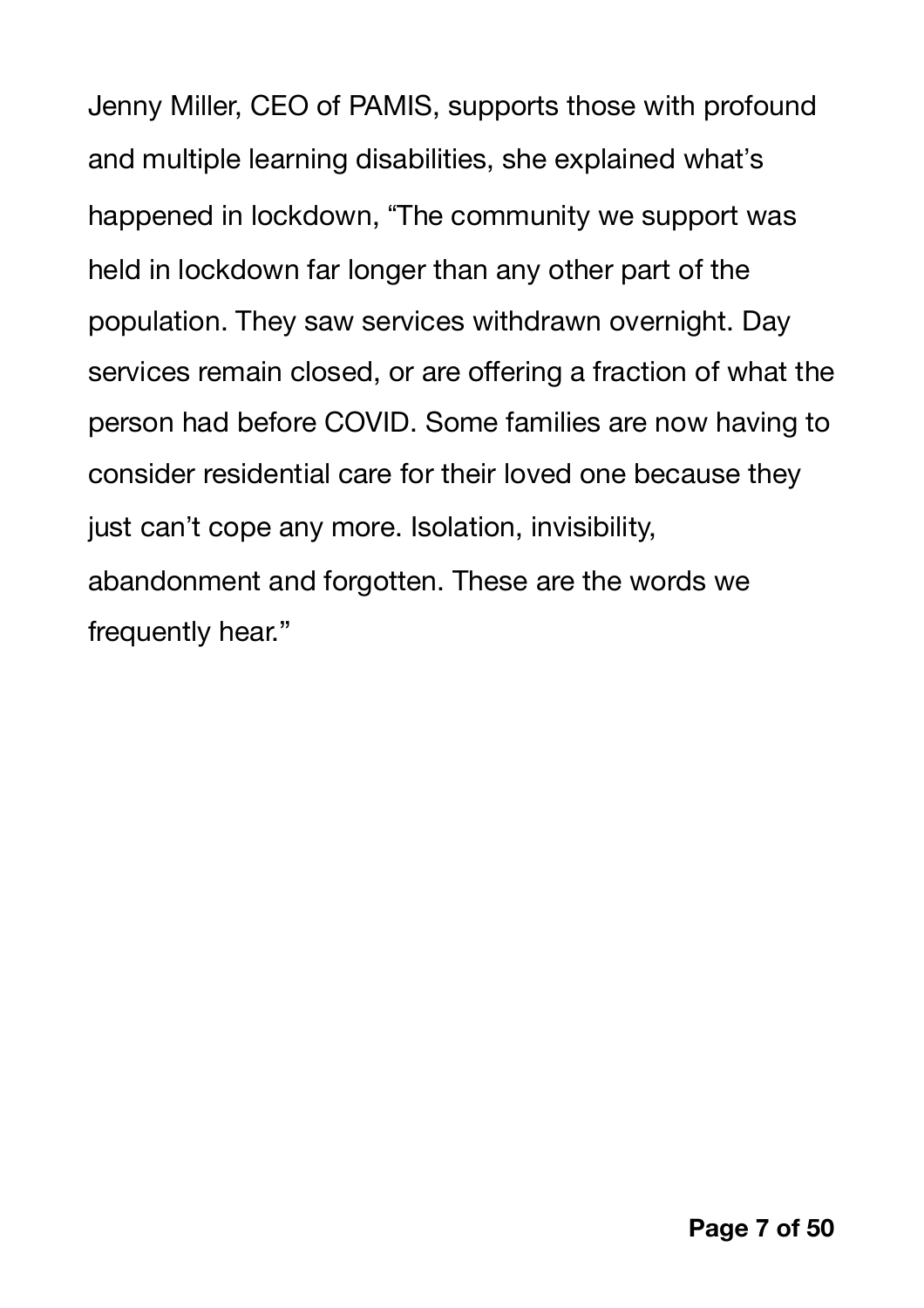Jenny Miller, CEO of PAMIS, supports those with profound and multiple learning disabilities, she explained what's happened in lockdown, "The community we support was held in lockdown far longer than any other part of the population. They saw services withdrawn overnight. Day services remain closed, or are offering a fraction of what the person had before COVID. Some families are now having to consider residential care for their loved one because they just can't cope any more. Isolation, invisibility, abandonment and forgotten. These are the words we frequently hear."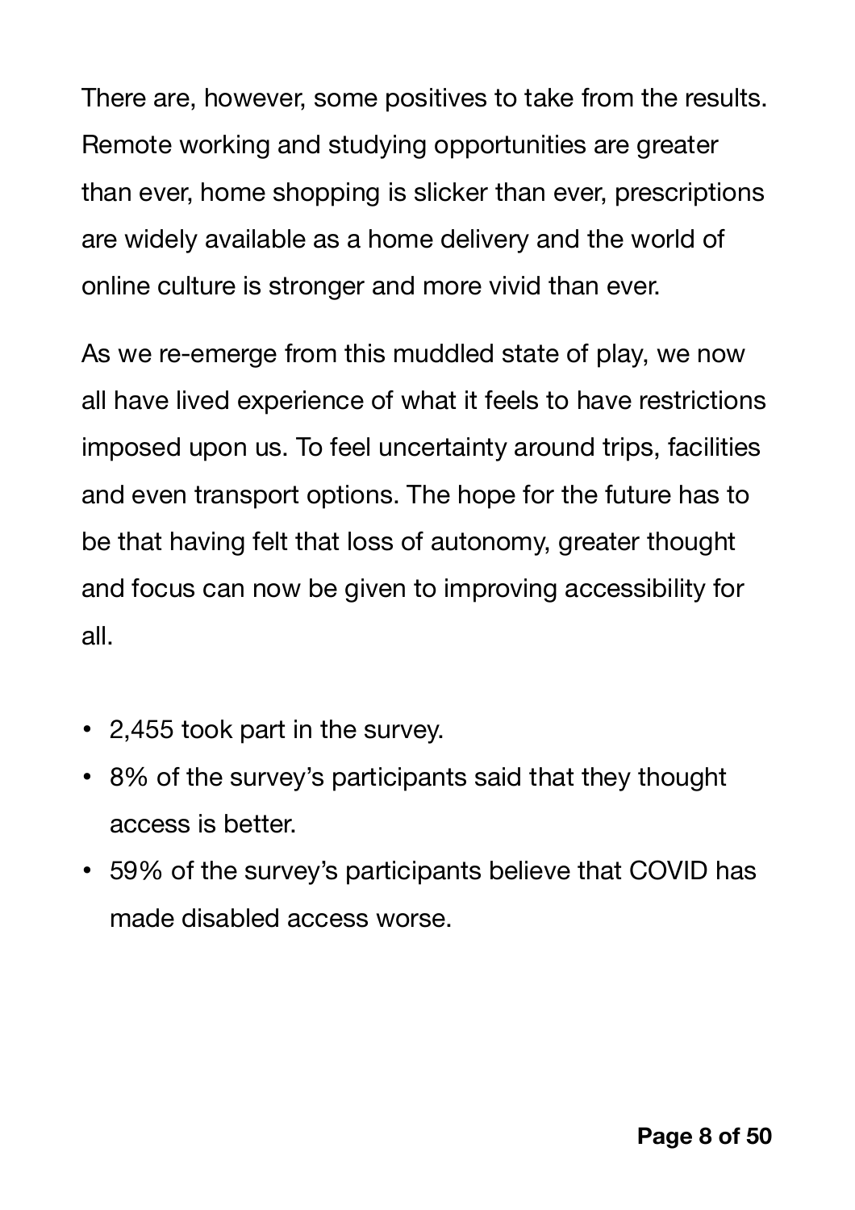There are, however, some positives to take from the results. Remote working and studying opportunities are greater than ever, home shopping is slicker than ever, prescriptions are widely available as a home delivery and the world of online culture is stronger and more vivid than ever.

As we re-emerge from this muddled state of play, we now all have lived experience of what it feels to have restrictions imposed upon us. To feel uncertainty around trips, facilities and even transport options. The hope for the future has to be that having felt that loss of autonomy, greater thought and focus can now be given to improving accessibility for all.

- 2,455 took part in the survey.
- 8% of the survey's participants said that they thought access is better.
- 59% of the survey's participants believe that COVID has made disabled access worse.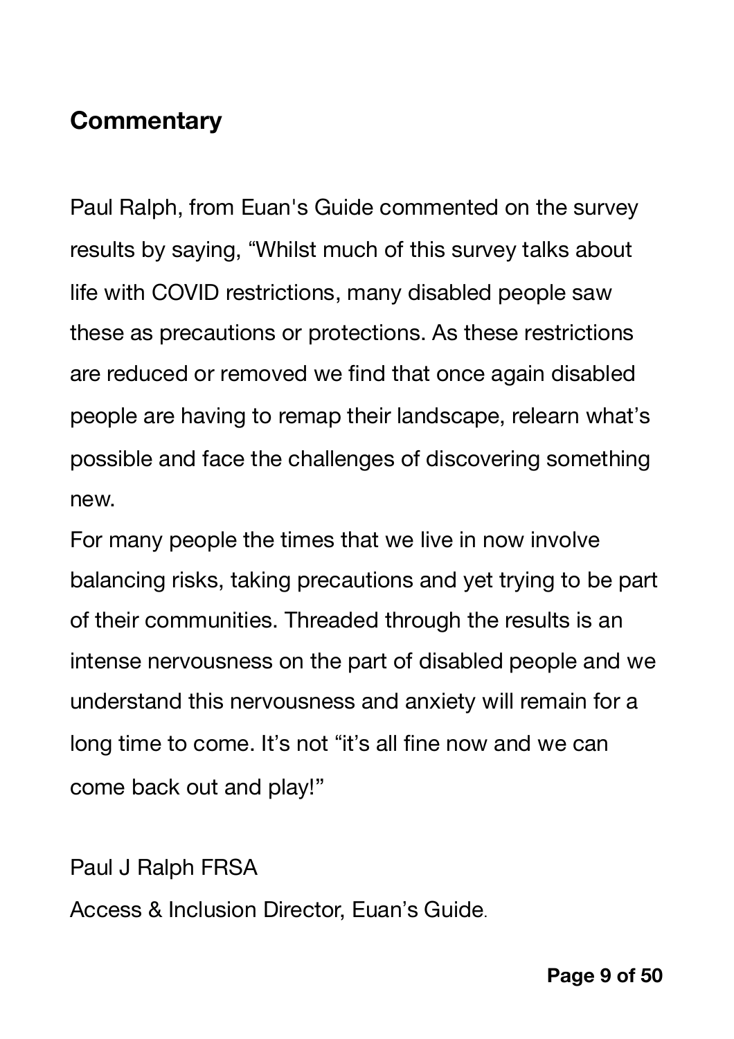## Commentary

Paul Ralph, from Euan's Guide commented on the survey results by saying, "Whilst much of this survey talks about life with COVID restrictions, many disabled people saw these as precautions or protections. As these restrictions are reduced or removed we find that once again disabled people are having to remap their landscape, relearn what's possible and face the challenges of discovering something new.

For many people the times that we live in now involve balancing risks, taking precautions and yet trying to be part of their communities. Threaded through the results is an intense nervousness on the part of disabled people and we understand this nervousness and anxiety will remain for a long time to come. It's not "it's all fine now and we can come back out and play!"

Paul J Ralph FRSA

Access & Inclusion Director, Euan's Guide.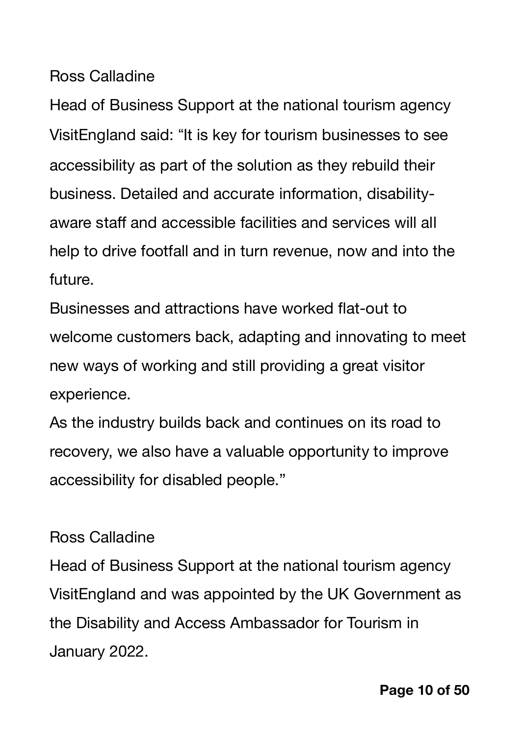Ross Calladine

Head of Business Support at the national tourism agency VisitEngland said: “It is key for tourism businesses to see accessibility as part of the solution as they rebuild their business. Detailed and accurate information, disability-aware staff and accessible facilities and services will all help to drive footfall and in turn revenue, now and into the future.

Businesses and attractions have worked flat-out to welcome customers back, adapting and innovating to meet new ways of working and still providing a great visitor experience.

As the industry builds back and continues on its road to recovery, we also have a valuable opportunity to improve accessibility for disabled people.”

Ross Calladine

Head of Business Support at the national tourism agency VisitEngland and was appointed by the UK Government as the Disability and Access Ambassador for Tourism in January 2022.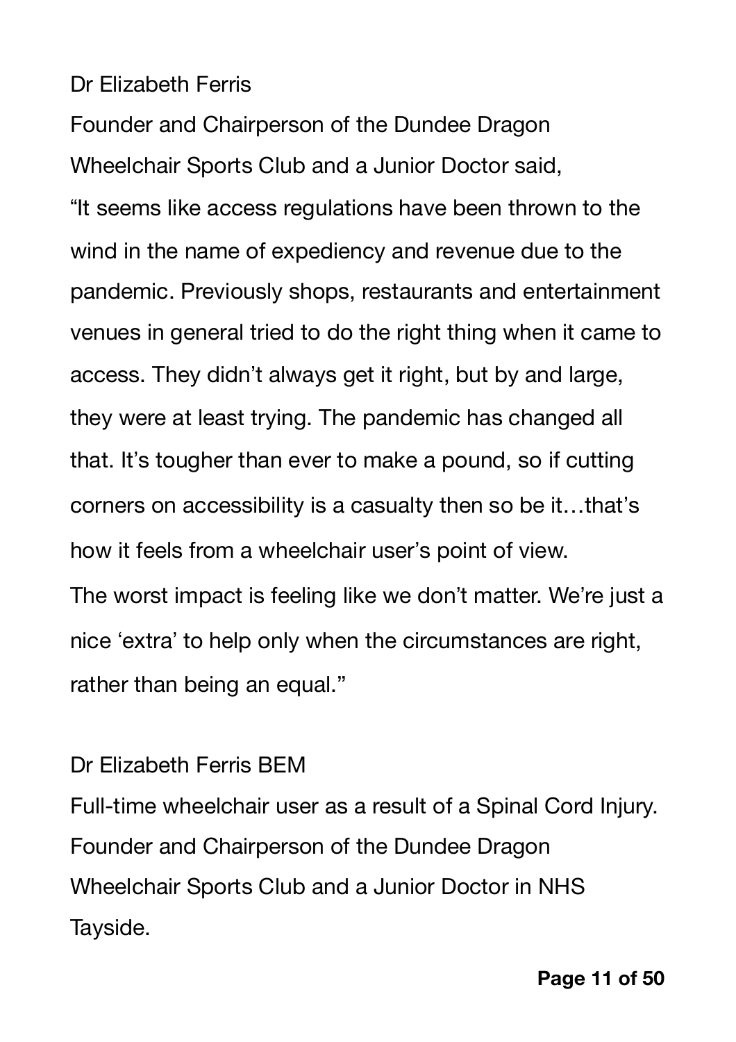Dr Elizabeth Ferris

Founder and Chairperson of the Dundee Dragon Wheelchair Sports Club and a Junior Doctor said,

"It seems like access regulations have been thrown to the wind in the name of expediency and revenue due to the pandemic. Previously shops, restaurants and entertainment venues in general tried to do the right thing when it came to access. They didn't always get it right, but by and large, they were at least trying. The pandemic has changed all that. It's tougher than ever to make a pound, so if cutting corners on accessibility is a casualty then so be it…that's how it feels from a wheelchair user's point of view.

The worst impact is feeling like we don't matter. We're just a nice 'extra' to help only when the circumstances are right, rather than being an equal."

Dr Elizabeth Ferris BEM

Full-time wheelchair user as a result of a Spinal Cord Injury. Founder and Chairperson of the Dundee Dragon Wheelchair Sports Club and a Junior Doctor in NHS Tayside.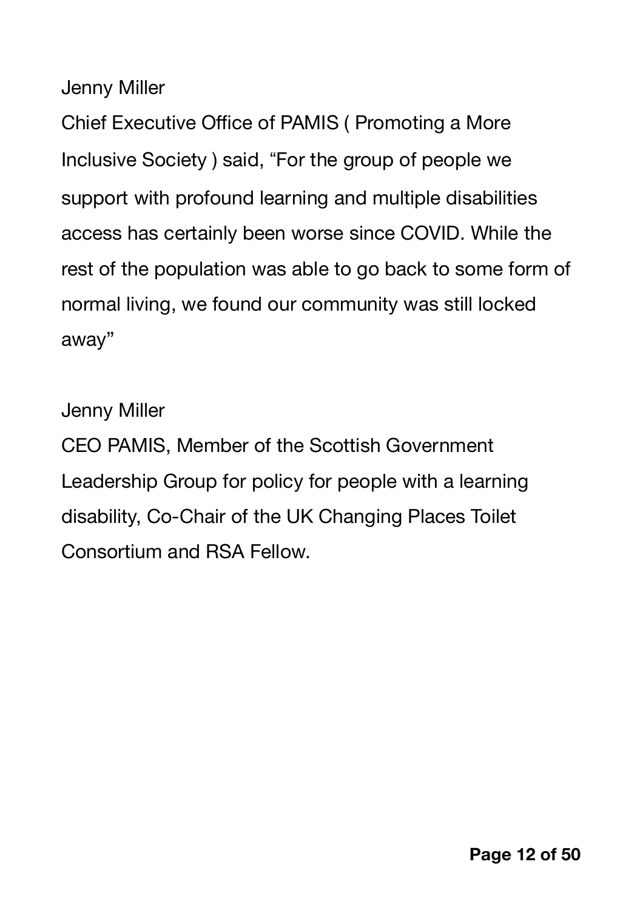Jenny Miller

Chief Executive Office of PAMIS ( Promoting a More Inclusive Society ) said, “For the group of people we support with profound learning and multiple disabilities access has certainly been worse since COVID. While the rest of the population was able to go back to some form of normal living, we found our community was still locked away”

Jenny Miller

CEO PAMIS, Member of the Scottish Government Leadership Group for policy for people with a learning disability, Co-Chair of the UK Changing Places Toilet Consortium and RSA Fellow.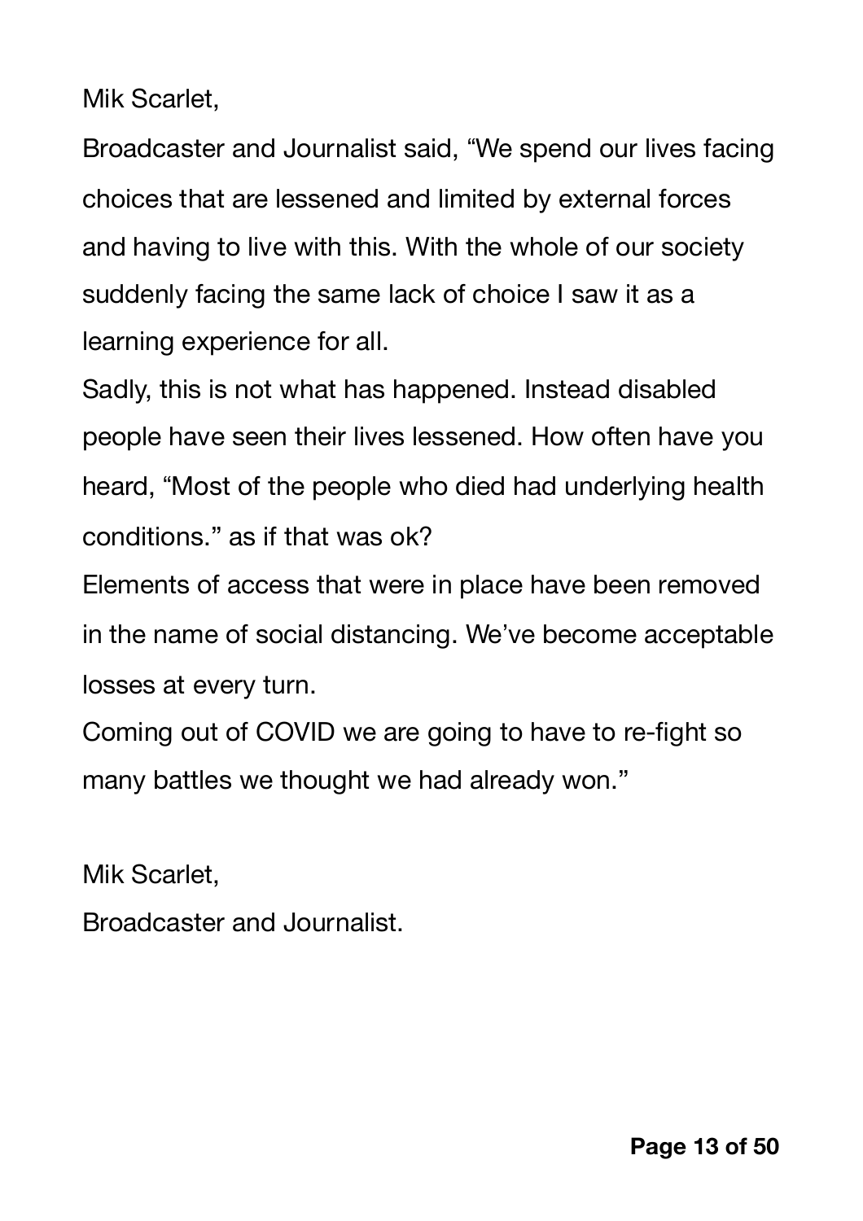Mik Scarlet,

Broadcaster and Journalist said, "We spend our lives facing choices that are lessened and limited by external forces and having to live with this. With the whole of our society suddenly facing the same lack of choice I saw it as a learning experience for all.

Sadly, this is not what has happened. Instead disabled people have seen their lives lessened. How often have you heard, "Most of the people who died had underlying health conditions." as if that was ok?

Elements of access that were in place have been removed in the name of social distancing. We've become acceptable losses at every turn.

Coming out of COVID we are going to have to re-fight so many battles we thought we had already won."

Mik Scarlet,

Broadcaster and Journalist.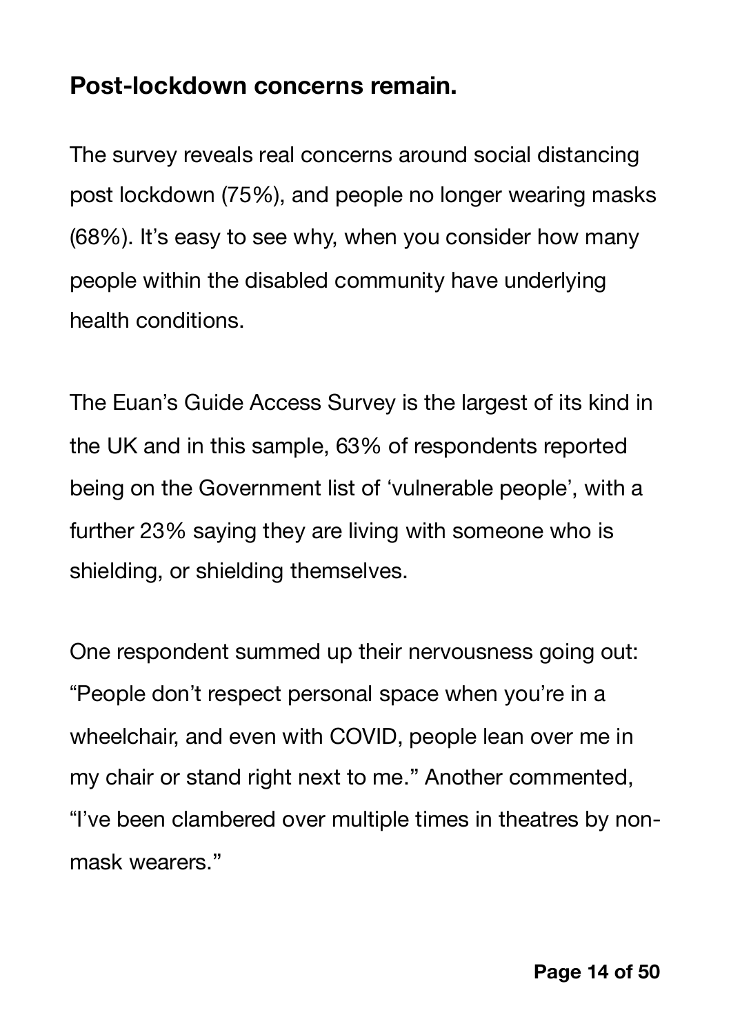## Post-lockdown concerns remain.

The survey reveals real concerns around social distancing post lockdown (75%), and people no longer wearing masks (68%). It's easy to see why, when you consider how many people within the disabled community have underlying health conditions.

The Euan's Guide Access Survey is the largest of its kind in the UK and in this sample, 63% of respondents reported being on the Government list of 'vulnerable people', with a further 23% saying they are living with someone who is shielding, or shielding themselves.

One respondent summed up their nervousness going out: "People don't respect personal space when you're in a wheelchair, and even with COVID, people lean over me in my chair or stand right next to me." Another commented, "I've been clambered over multiple times in theatres by non-mask wearers."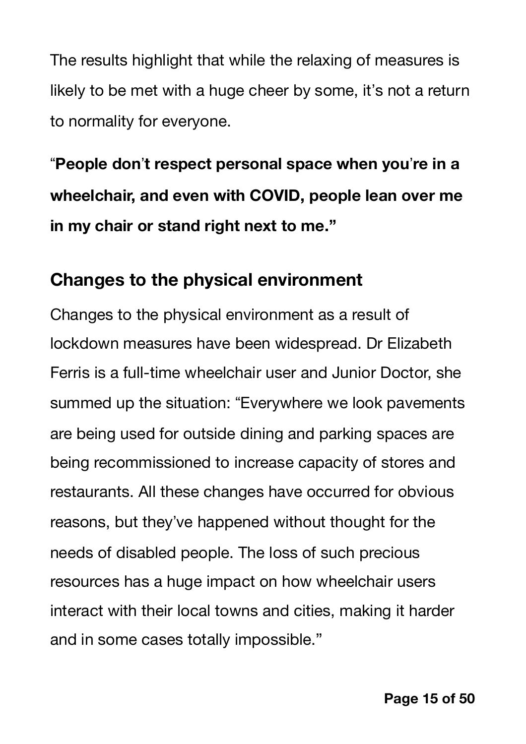The results highlight that while the relaxing of measures is likely to be met with a huge cheer by some, it's not a return to normality for everyone.

**"People don't respect personal space when you're in a wheelchair, and even with COVID, people lean over me in my chair or stand right next to me."**

## Changes to the physical environment

Changes to the physical environment as a result of lockdown measures have been widespread. Dr Elizabeth Ferris is a full-time wheelchair user and Junior Doctor, she summed up the situation: "Everywhere we look pavements are being used for outside dining and parking spaces are being recommissioned to increase capacity of stores and restaurants. All these changes have occurred for obvious reasons, but they've happened without thought for the needs of disabled people. The loss of such precious resources has a huge impact on how wheelchair users interact with their local towns and cities, making it harder and in some cases totally impossible."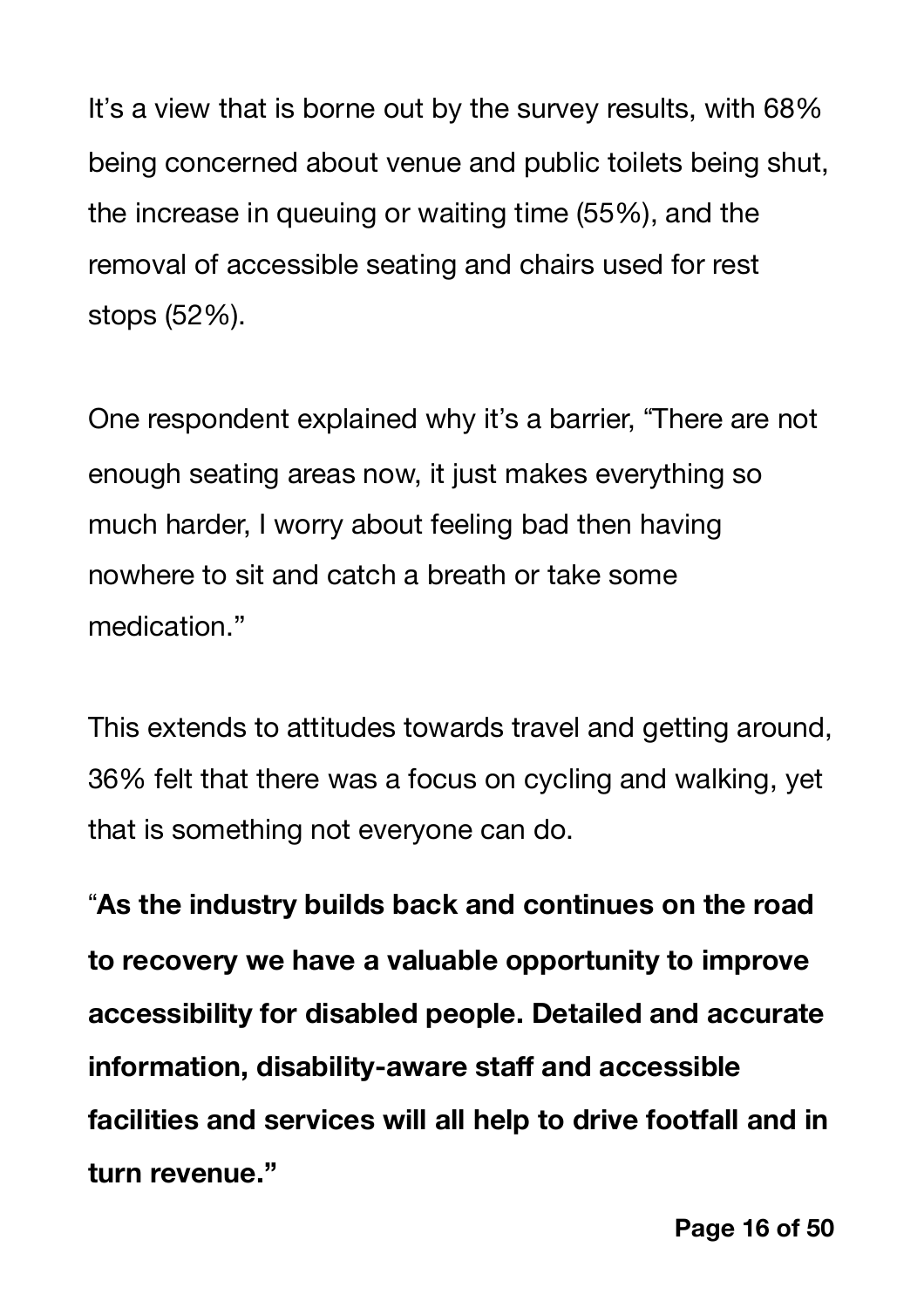It’s a view that is borne out by the survey results, with 68% being concerned about venue and public toilets being shut, the increase in queuing or waiting time (55%), and the removal of accessible seating and chairs used for rest stops (52%).

One respondent explained why it’s a barrier, “There are not enough seating areas now, it just makes everything so much harder, I worry about feeling bad then having nowhere to sit and catch a breath or take some medication.”

This extends to attitudes towards travel and getting around, 36% felt that there was a focus on cycling and walking, yet that is something not everyone can do.

“**As the industry builds back and continues on the road to recovery we have a valuable opportunity to improve accessibility for disabled people. Detailed and accurate information, disability-aware staff and accessible facilities and services will all help to drive footfall and in turn revenue.”**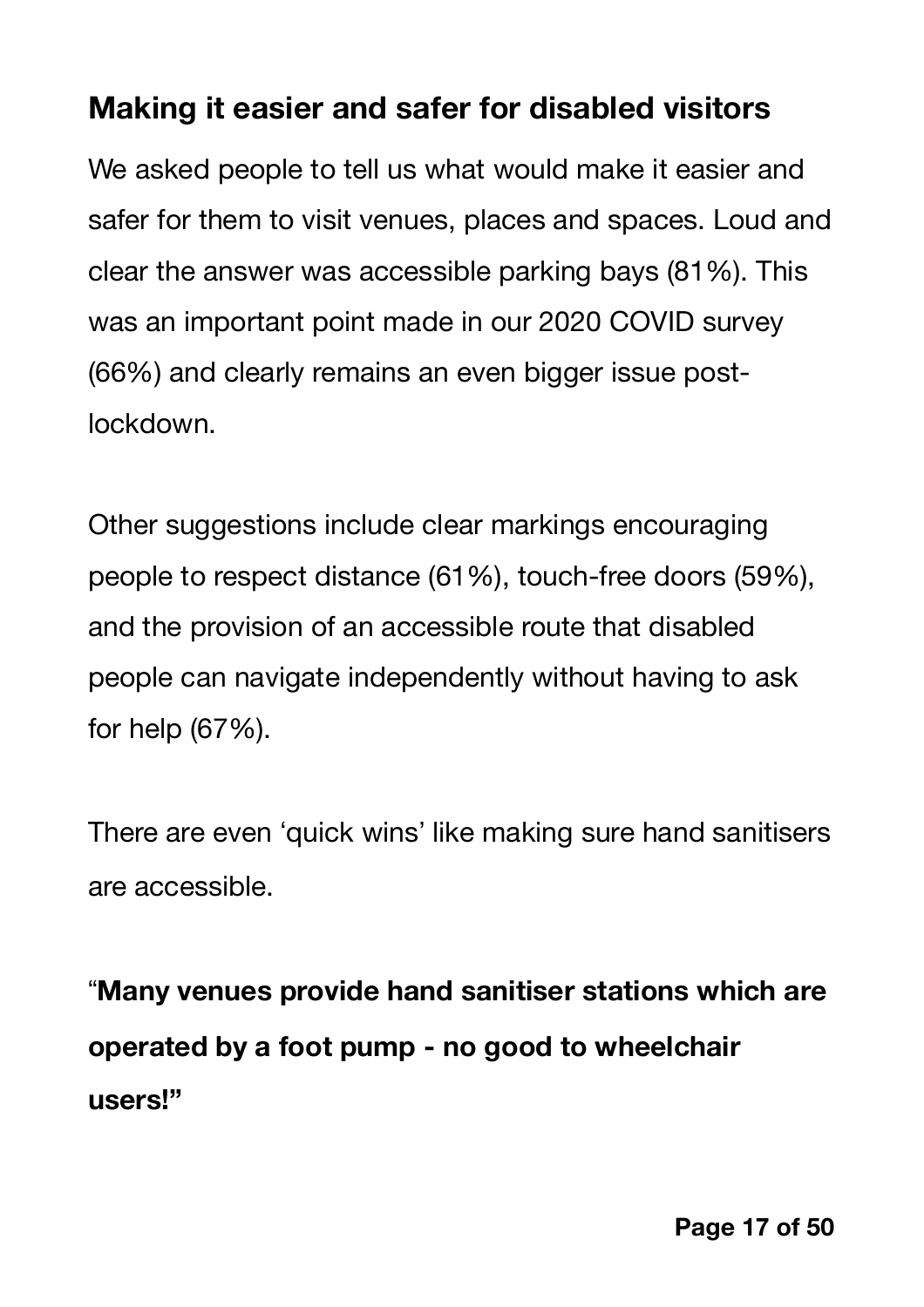## Making it easier and safer for disabled visitors

We asked people to tell us what would make it easier and safer for them to visit venues, places and spaces. Loud and clear the answer was accessible parking bays (81%). This was an important point made in our 2020 COVID survey (66%) and clearly remains an even bigger issue post-lockdown.

Other suggestions include clear markings encouraging people to respect distance (61%), touch-free doors (59%), and the provision of an accessible route that disabled people can navigate independently without having to ask for help (67%).

There are even 'quick wins' like making sure hand sanitisers are accessible.

"**Many venues provide hand sanitiser stations which are operated by a foot pump - no good to wheelchair users!"**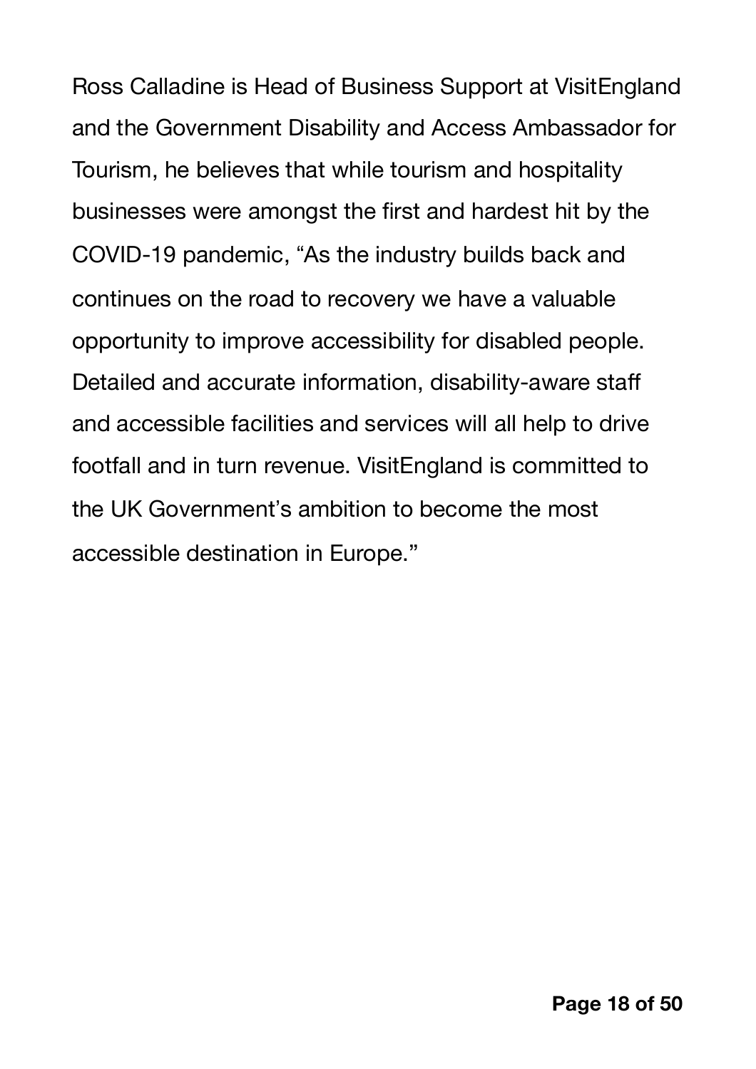Ross Calladine is Head of Business Support at VisitEngland and the Government Disability and Access Ambassador for Tourism, he believes that while tourism and hospitality businesses were amongst the first and hardest hit by the COVID-19 pandemic, "As the industry builds back and continues on the road to recovery we have a valuable opportunity to improve accessibility for disabled people. Detailed and accurate information, disability-aware staff and accessible facilities and services will all help to drive footfall and in turn revenue. VisitEngland is committed to the UK Government's ambition to become the most accessible destination in Europe."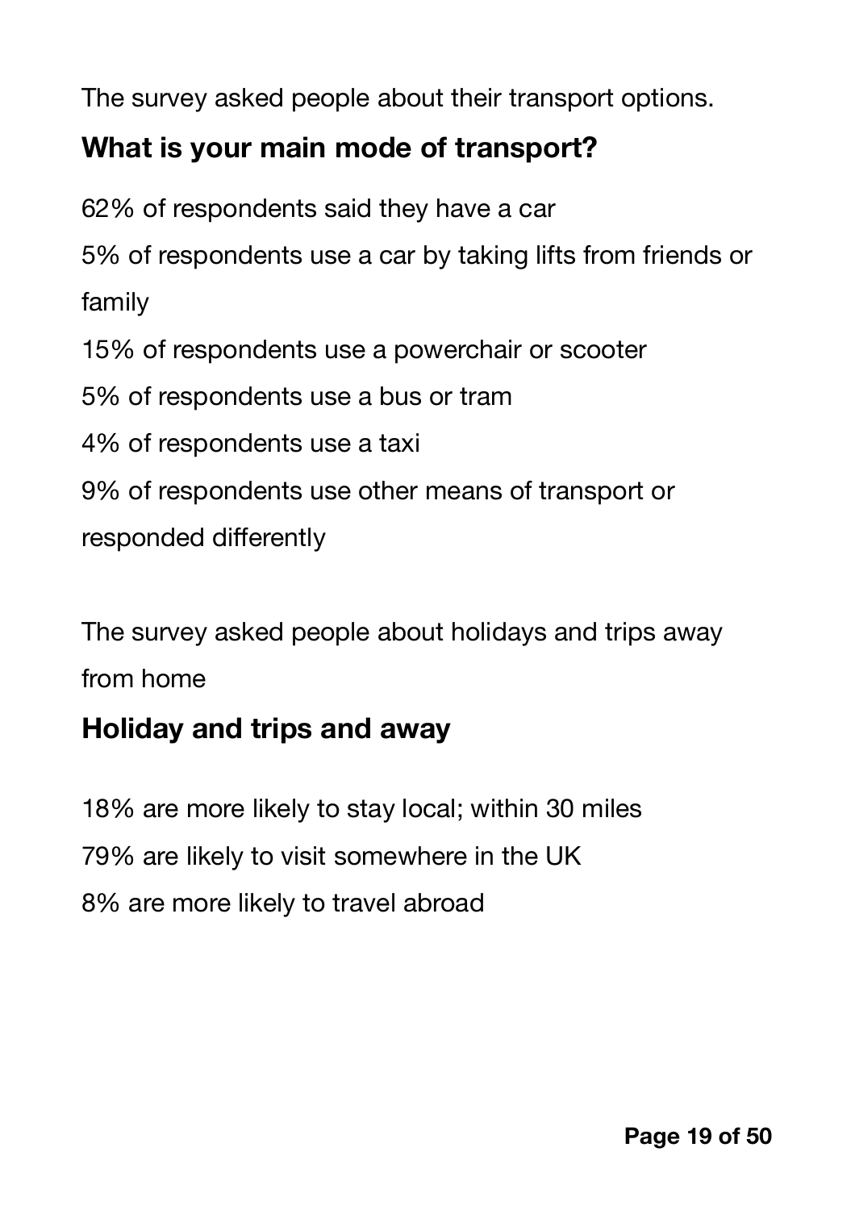The survey asked people about their transport options.

## What is your main mode of transport?

62% of respondents said they have a car

5% of respondents use a car by taking lifts from friends or family

15% of respondents use a powerchair or scooter

5% of respondents use a bus or tram

4% of respondents use a taxi

9% of respondents use other means of transport or responded differently

The survey asked people about holidays and trips away from home

## Holiday and trips and away

18% are more likely to stay local; within 30 miles

79% are likely to visit somewhere in the UK

8% are more likely to travel abroad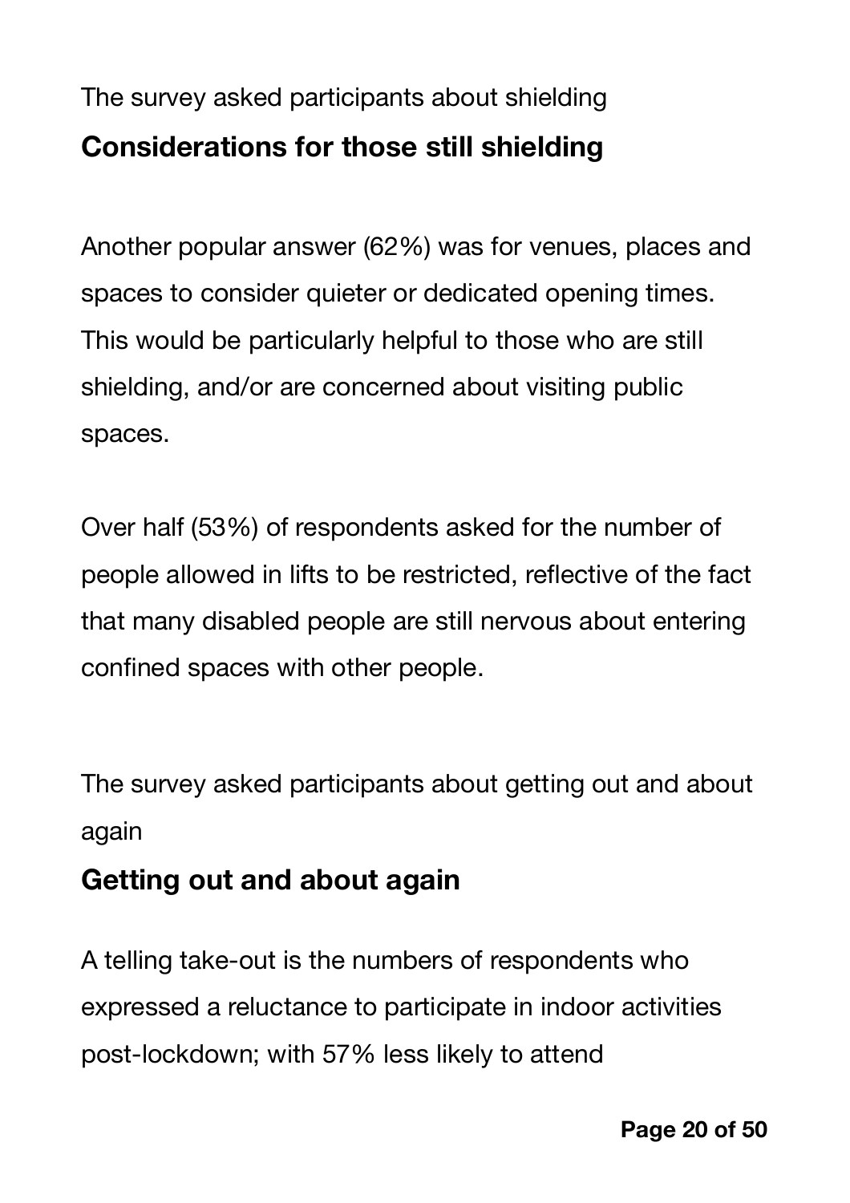The survey asked participants about shielding

## Considerations for those still shielding

Another popular answer (62%) was for venues, places and spaces to consider quieter or dedicated opening times. This would be particularly helpful to those who are still shielding, and/or are concerned about visiting public spaces.

Over half (53%) of respondents asked for the number of people allowed in lifts to be restricted, reflective of the fact that many disabled people are still nervous about entering confined spaces with other people.

The survey asked participants about getting out and about again

## Getting out and about again

A telling take-out is the numbers of respondents who expressed a reluctance to participate in indoor activities post-lockdown; with 57% less likely to attend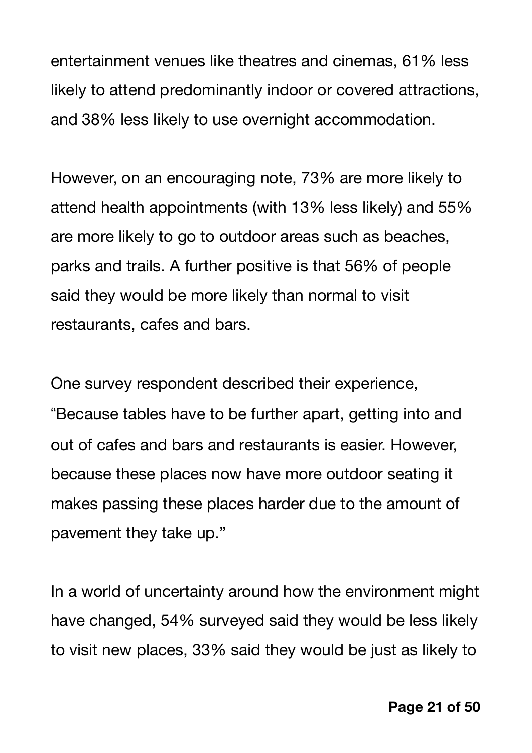entertainment venues like theatres and cinemas, 61% less likely to attend predominantly indoor or covered attractions, and 38% less likely to use overnight accommodation.

However, on an encouraging note, 73% are more likely to attend health appointments (with 13% less likely) and 55% are more likely to go to outdoor areas such as beaches, parks and trails. A further positive is that 56% of people said they would be more likely than normal to visit restaurants, cafes and bars.

One survey respondent described their experience, "Because tables have to be further apart, getting into and out of cafes and bars and restaurants is easier. However, because these places now have more outdoor seating it makes passing these places harder due to the amount of pavement they take up."

In a world of uncertainty around how the environment might have changed, 54% surveyed said they would be less likely to visit new places, 33% said they would be just as likely to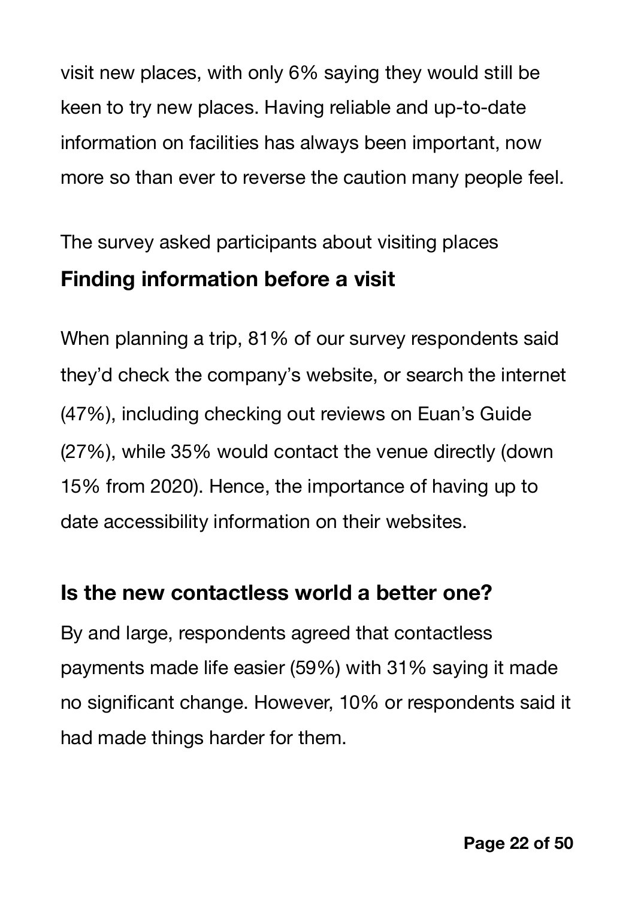visit new places, with only 6% saying they would still be keen to try new places. Having reliable and up-to-date information on facilities has always been important, now more so than ever to reverse the caution many people feel.

The survey asked participants about visiting places

## Finding information before a visit

When planning a trip, 81% of our survey respondents said they'd check the company's website, or search the internet (47%), including checking out reviews on Euan's Guide (27%), while 35% would contact the venue directly (down 15% from 2020). Hence, the importance of having up to date accessibility information on their websites.

## Is the new contactless world a better one?

By and large, respondents agreed that contactless payments made life easier (59%) with 31% saying it made no significant change. However, 10% or respondents said it had made things harder for them.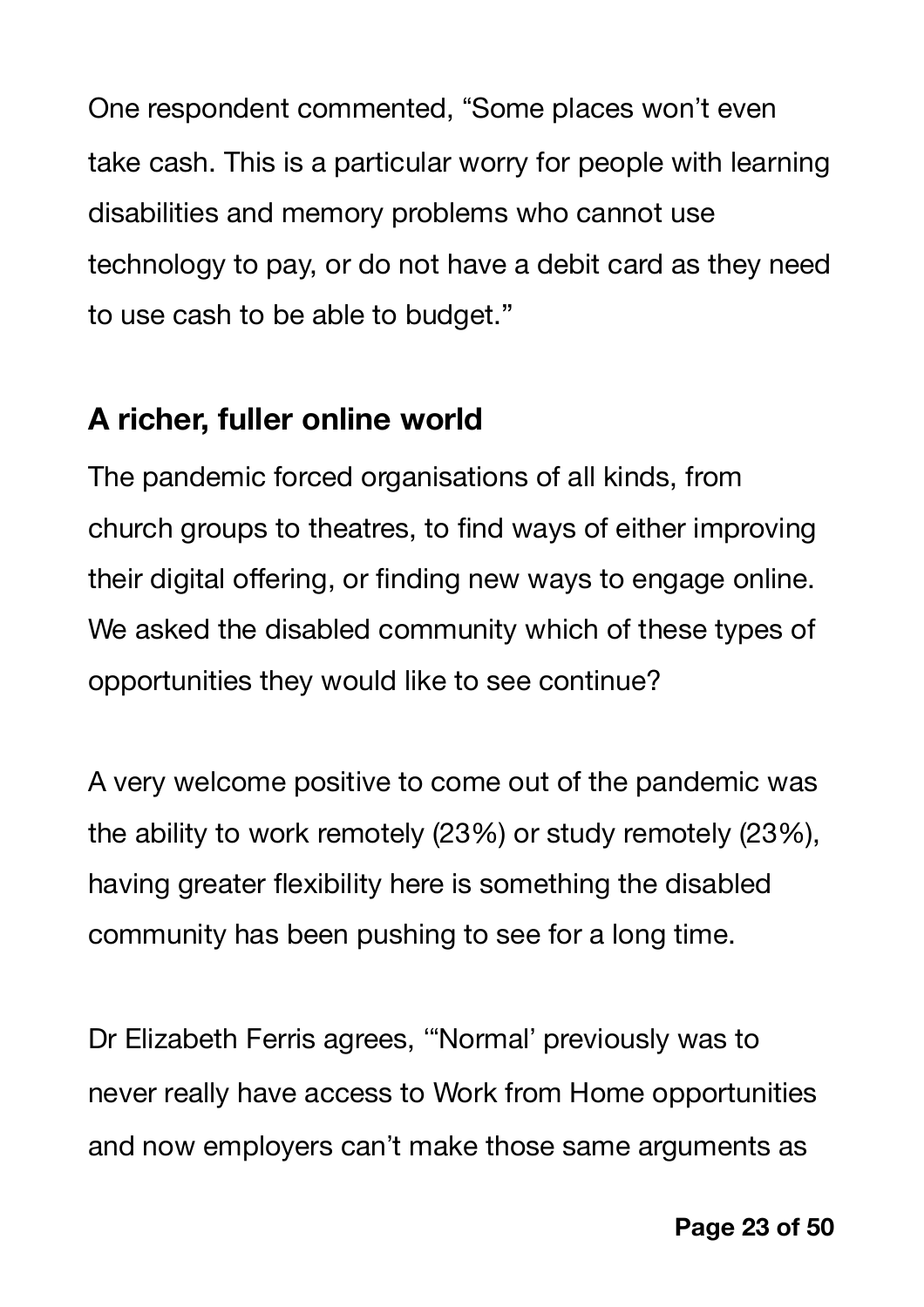One respondent commented, “Some places won’t even take cash. This is a particular worry for people with learning disabilities and memory problems who cannot use technology to pay, or do not have a debit card as they need to use cash to be able to budget.”

## A richer, fuller online world

The pandemic forced organisations of all kinds, from church groups to theatres, to find ways of either improving their digital offering, or finding new ways to engage online. We asked the disabled community which of these types of opportunities they would like to see continue?

A very welcome positive to come out of the pandemic was the ability to work remotely (23%) or study remotely (23%), having greater flexibility here is something the disabled community has been pushing to see for a long time.

Dr Elizabeth Ferris agrees, “‘Normal’ previously was to never really have access to Work from Home opportunities and now employers can’t make those same arguments as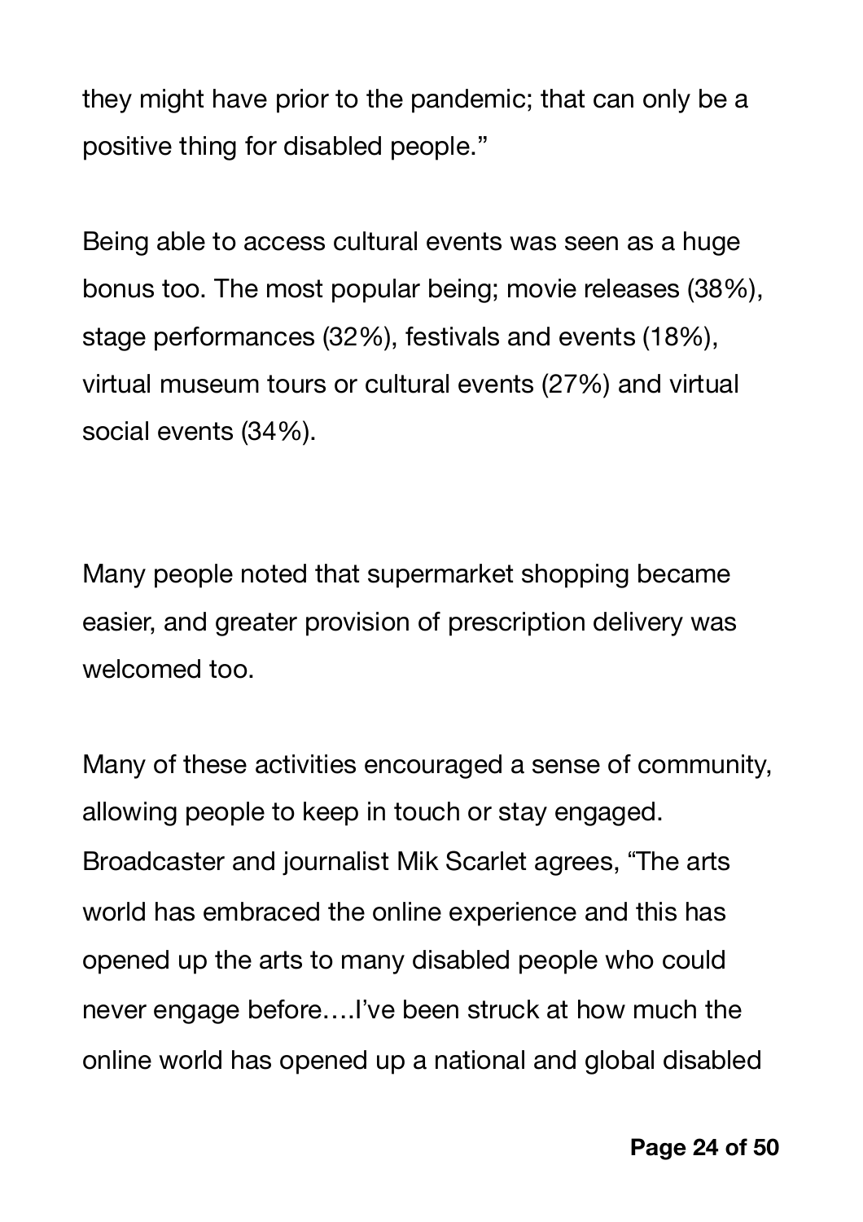they might have prior to the pandemic; that can only be a positive thing for disabled people."

Being able to access cultural events was seen as a huge bonus too. The most popular being; movie releases (38%), stage performances (32%), festivals and events (18%), virtual museum tours or cultural events (27%) and virtual social events (34%).

Many people noted that supermarket shopping became easier, and greater provision of prescription delivery was welcomed too.

Many of these activities encouraged a sense of community, allowing people to keep in touch or stay engaged. Broadcaster and journalist Mik Scarlet agrees, "The arts world has embraced the online experience and this has opened up the arts to many disabled people who could never engage before….I've been struck at how much the online world has opened up a national and global disabled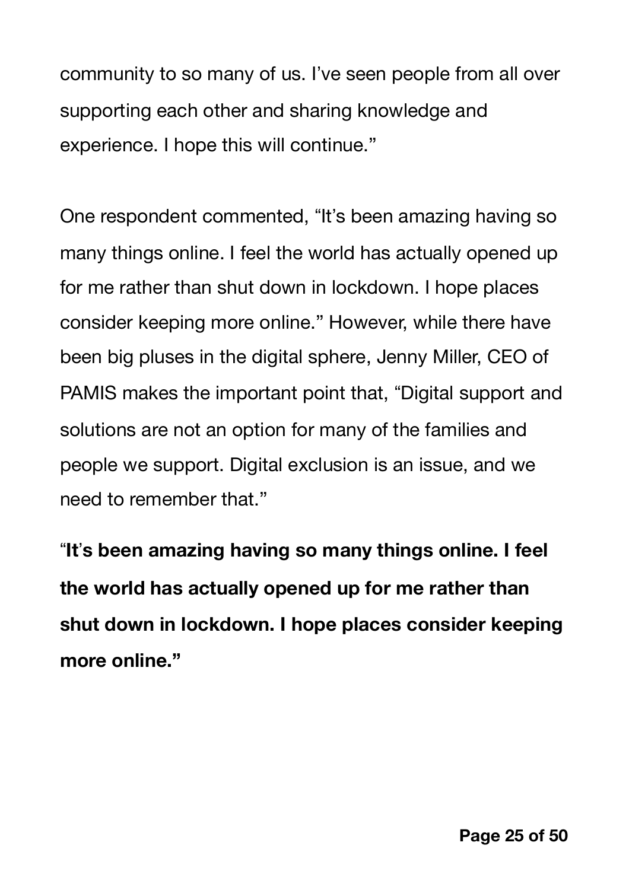community to so many of us. I've seen people from all over supporting each other and sharing knowledge and experience. I hope this will continue."

One respondent commented, "It's been amazing having so many things online. I feel the world has actually opened up for me rather than shut down in lockdown. I hope places consider keeping more online." However, while there have been big pluses in the digital sphere, Jenny Miller, CEO of PAMIS makes the important point that, "Digital support and solutions are not an option for many of the families and people we support. Digital exclusion is an issue, and we need to remember that."

"**It's been amazing having so many things online. I feel the world has actually opened up for me rather than shut down in lockdown. I hope places consider keeping more online.**"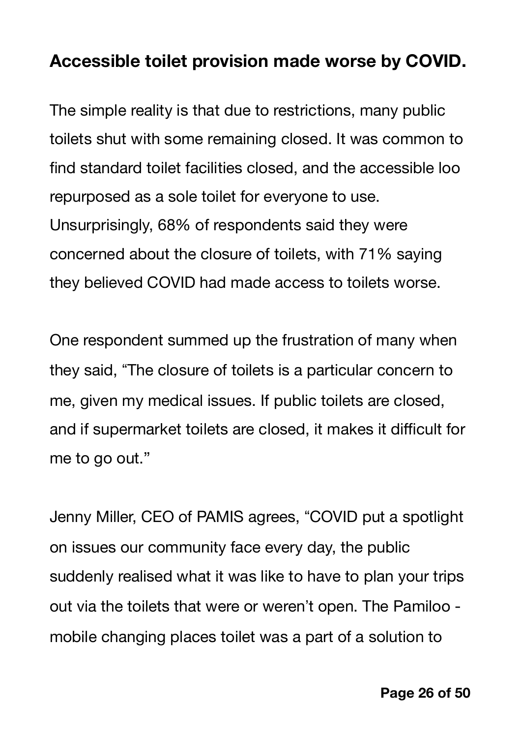## Accessible toilet provision made worse by COVID.

The simple reality is that due to restrictions, many public toilets shut with some remaining closed. It was common to find standard toilet facilities closed, and the accessible loo repurposed as a sole toilet for everyone to use. Unsurprisingly, 68% of respondents said they were concerned about the closure of toilets, with 71% saying they believed COVID had made access to toilets worse.

One respondent summed up the frustration of many when they said, “The closure of toilets is a particular concern to me, given my medical issues. If public toilets are closed, and if supermarket toilets are closed, it makes it difficult for me to go out.”

Jenny Miller, CEO of PAMIS agrees, “COVID put a spotlight on issues our community face every day, the public suddenly realised what it was like to have to plan your trips out via the toilets that were or weren’t open. The Pamiloo - mobile changing places toilet was a part of a solution to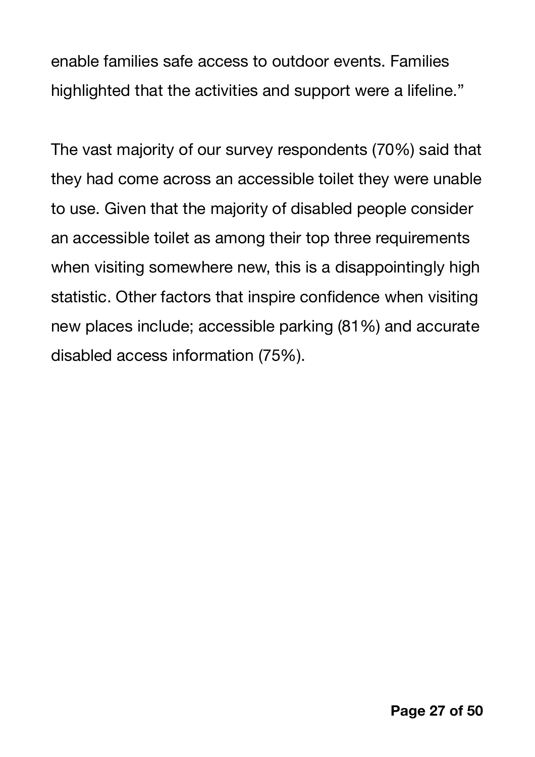enable families safe access to outdoor events. Families highlighted that the activities and support were a lifeline."

The vast majority of our survey respondents (70%) said that they had come across an accessible toilet they were unable to use. Given that the majority of disabled people consider an accessible toilet as among their top three requirements when visiting somewhere new, this is a disappointingly high statistic. Other factors that inspire confidence when visiting new places include; accessible parking (81%) and accurate disabled access information (75%).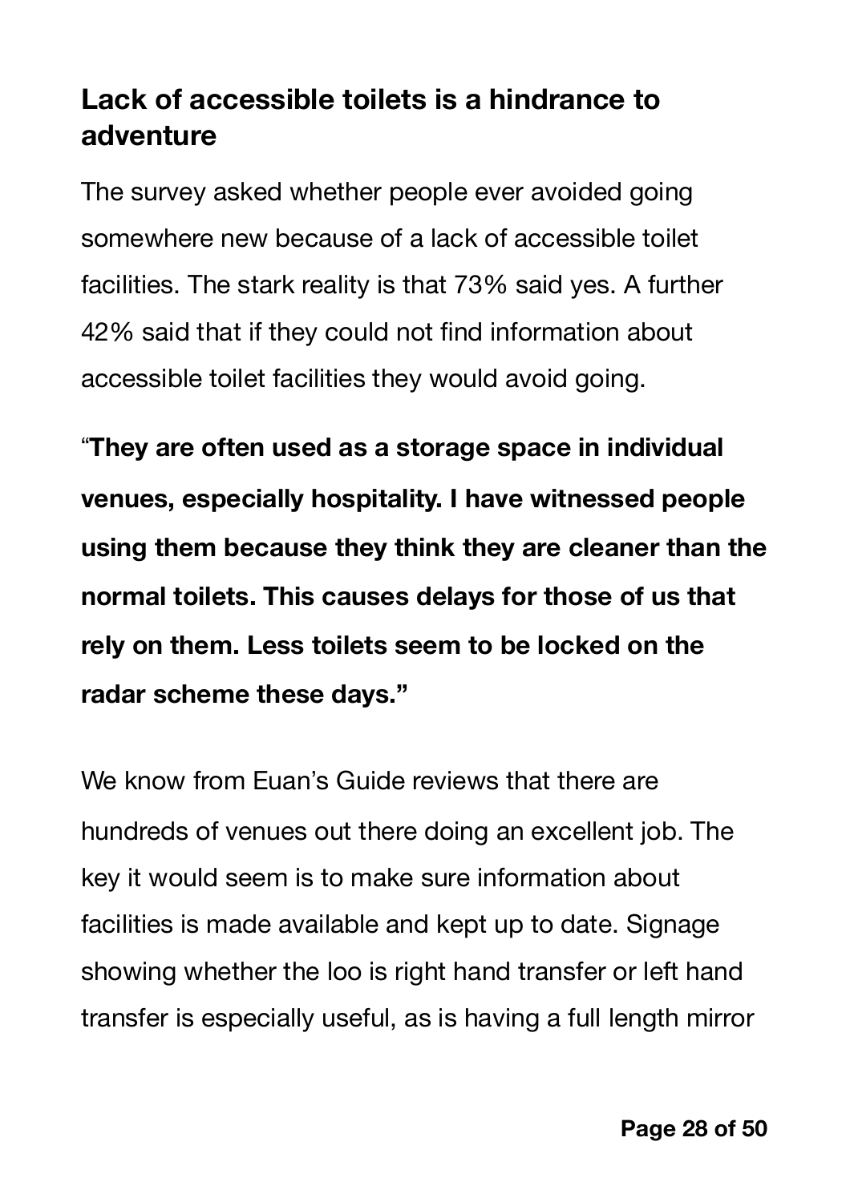## Lack of accessible toilets is a hindrance to adventure

The survey asked whether people ever avoided going somewhere new because of a lack of accessible toilet facilities. The stark reality is that 73% said yes. A further 42% said that if they could not find information about accessible toilet facilities they would avoid going.

**"They are often used as a storage space in individual venues, especially hospitality. I have witnessed people using them because they think they are cleaner than the normal toilets. This causes delays for those of us that rely on them. Less toilets seem to be locked on the radar scheme these days."**

We know from Euan's Guide reviews that there are hundreds of venues out there doing an excellent job. The key it would seem is to make sure information about facilities is made available and kept up to date. Signage showing whether the loo is right hand transfer or left hand transfer is especially useful, as is having a full length mirror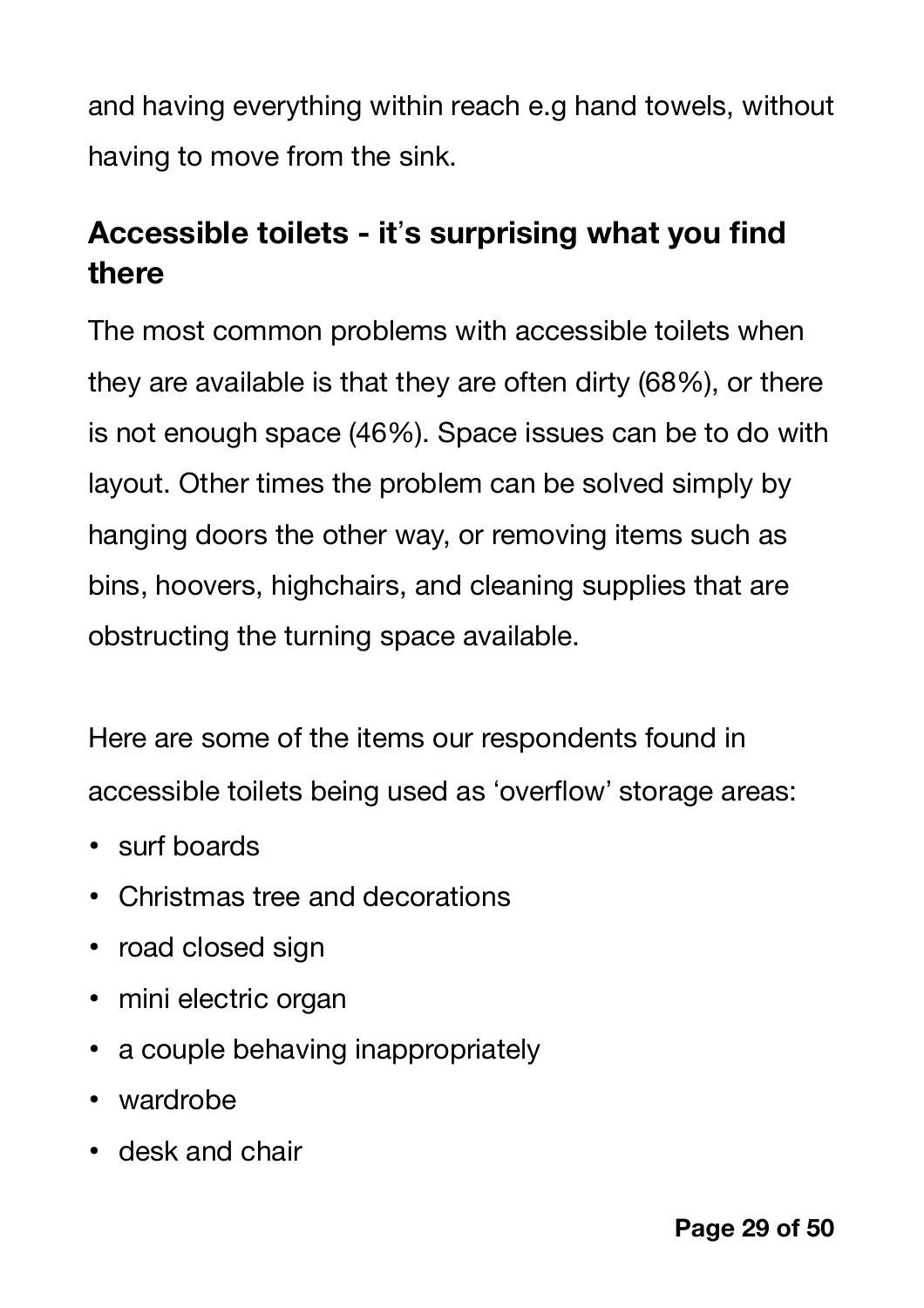and having everything within reach e.g hand towels, without having to move from the sink.

## Accessible toilets - it's surprising what you find there

The most common problems with accessible toilets when they are available is that they are often dirty (68%), or there is not enough space (46%). Space issues can be to do with layout. Other times the problem can be solved simply by hanging doors the other way, or removing items such as bins, hoovers, highchairs, and cleaning supplies that are obstructing the turning space available.

Here are some of the items our respondents found in accessible toilets being used as 'overflow' storage areas:

- surf boards
- Christmas tree and decorations
- road closed sign
- mini electric organ
- a couple behaving inappropriately
- wardrobe
- desk and chair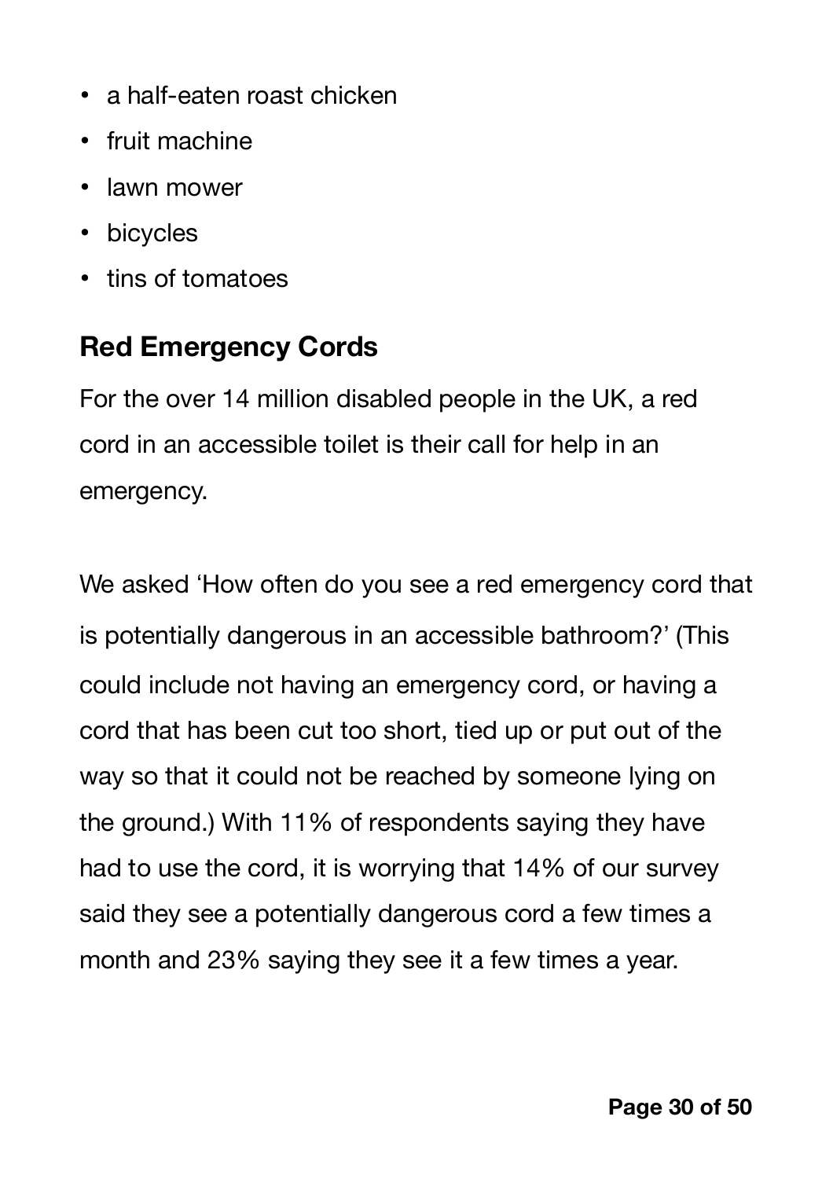- a half-eaten roast chicken
- fruit machine
- lawn mower
- bicycles
- tins of tomatoes

## Red Emergency Cords

For the over 14 million disabled people in the UK, a red cord in an accessible toilet is their call for help in an emergency.

We asked 'How often do you see a red emergency cord that is potentially dangerous in an accessible bathroom?' (This could include not having an emergency cord, or having a cord that has been cut too short, tied up or put out of the way so that it could not be reached by someone lying on the ground.) With 11% of respondents saying they have had to use the cord, it is worrying that 14% of our survey said they see a potentially dangerous cord a few times a month and 23% saying they see it a few times a year.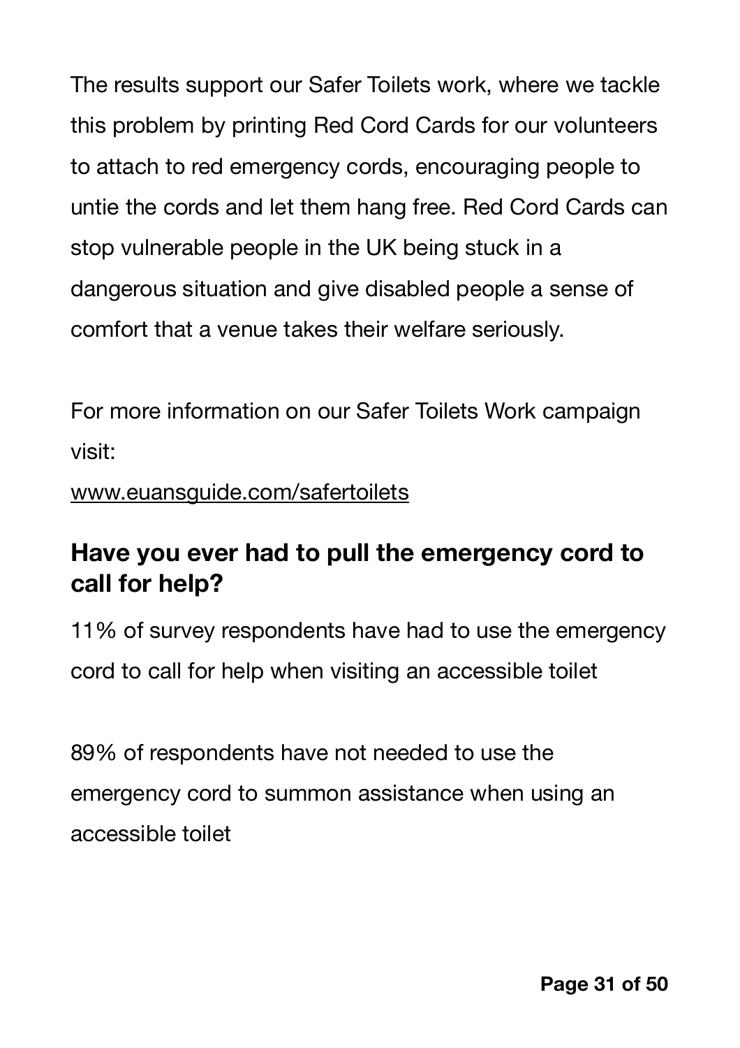The results support our Safer Toilets work, where we tackle this problem by printing Red Cord Cards for our volunteers to attach to red emergency cords, encouraging people to untie the cords and let them hang free. Red Cord Cards can stop vulnerable people in the UK being stuck in a dangerous situation and give disabled people a sense of comfort that a venue takes their welfare seriously.

For more information on our Safer Toilets Work campaign visit:
[www.euansguide.com/safertoilets](www.euansguide.com/safertoilets)

## Have you ever had to pull the emergency cord to call for help?

11% of survey respondents have had to use the emergency cord to call for help when visiting an accessible toilet

89% of respondents have not needed to use the emergency cord to summon assistance when using an accessible toilet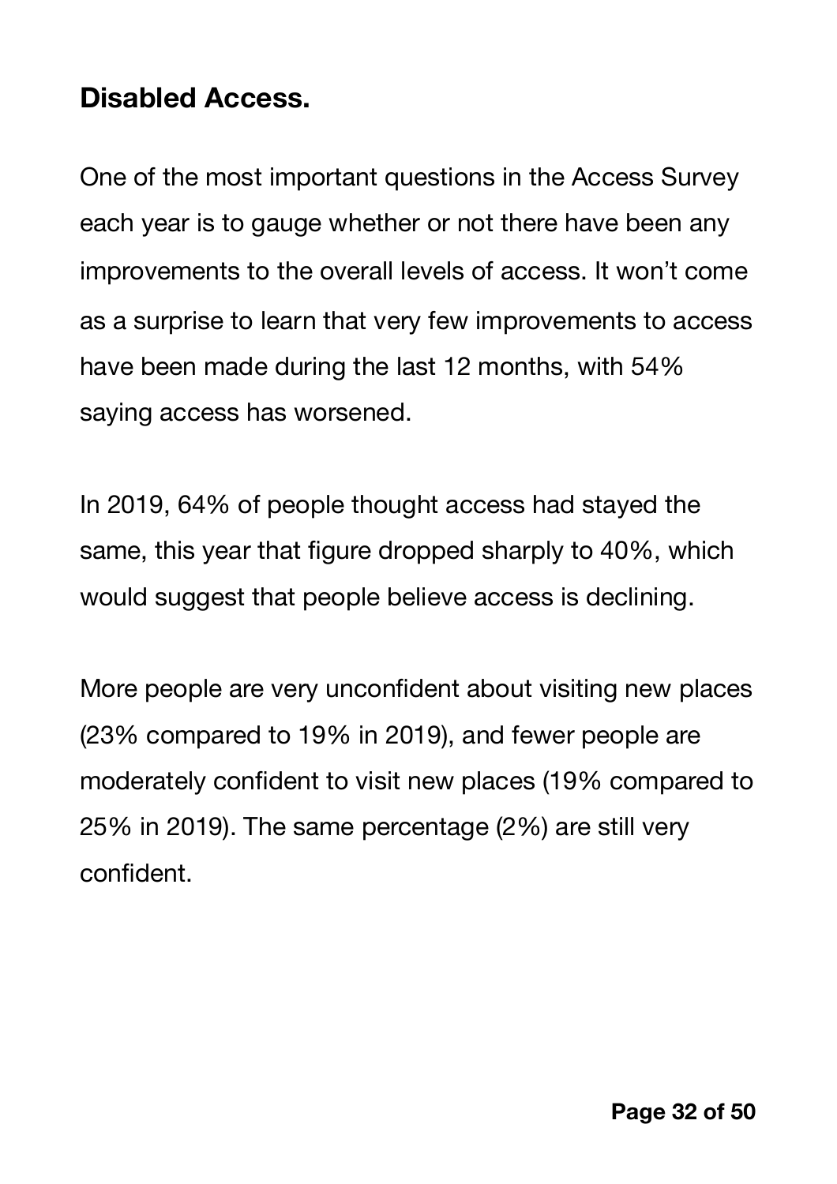## Disabled Access.

One of the most important questions in the Access Survey each year is to gauge whether or not there have been any improvements to the overall levels of access. It won't come as a surprise to learn that very few improvements to access have been made during the last 12 months, with 54% saying access has worsened.

In 2019, 64% of people thought access had stayed the same, this year that figure dropped sharply to 40%, which would suggest that people believe access is declining.

More people are very unconfident about visiting new places (23% compared to 19% in 2019), and fewer people are moderately confident to visit new places (19% compared to 25% in 2019). The same percentage (2%) are still very confident.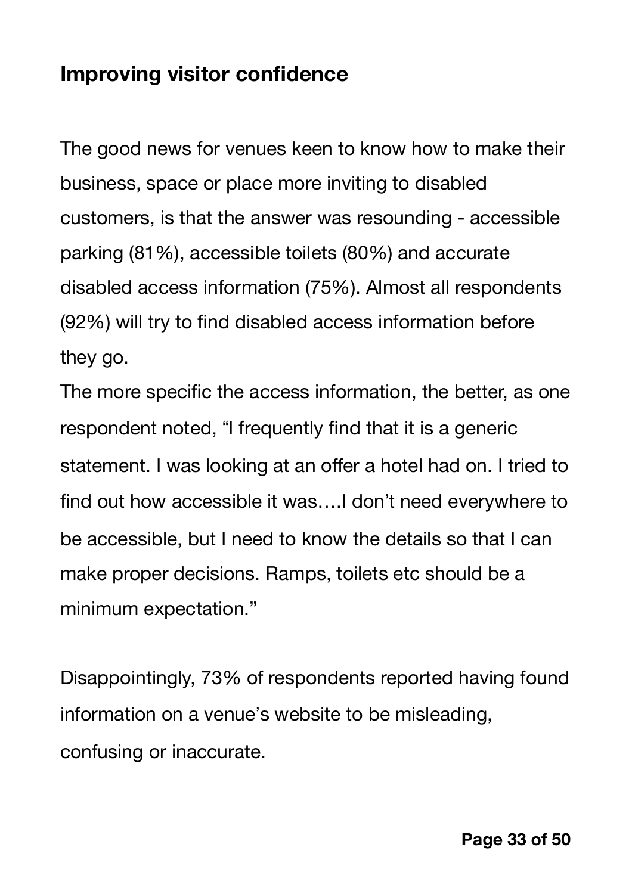## Improving visitor confidence

The good news for venues keen to know how to make their business, space or place more inviting to disabled customers, is that the answer was resounding - accessible parking (81%), accessible toilets (80%) and accurate disabled access information (75%). Almost all respondents (92%) will try to find disabled access information before they go.

The more specific the access information, the better, as one respondent noted, “I frequently find that it is a generic statement. I was looking at an offer a hotel had on. I tried to find out how accessible it was….I don’t need everywhere to be accessible, but I need to know the details so that I can make proper decisions. Ramps, toilets etc should be a minimum expectation.”

Disappointingly, 73% of respondents reported having found information on a venue’s website to be misleading, confusing or inaccurate.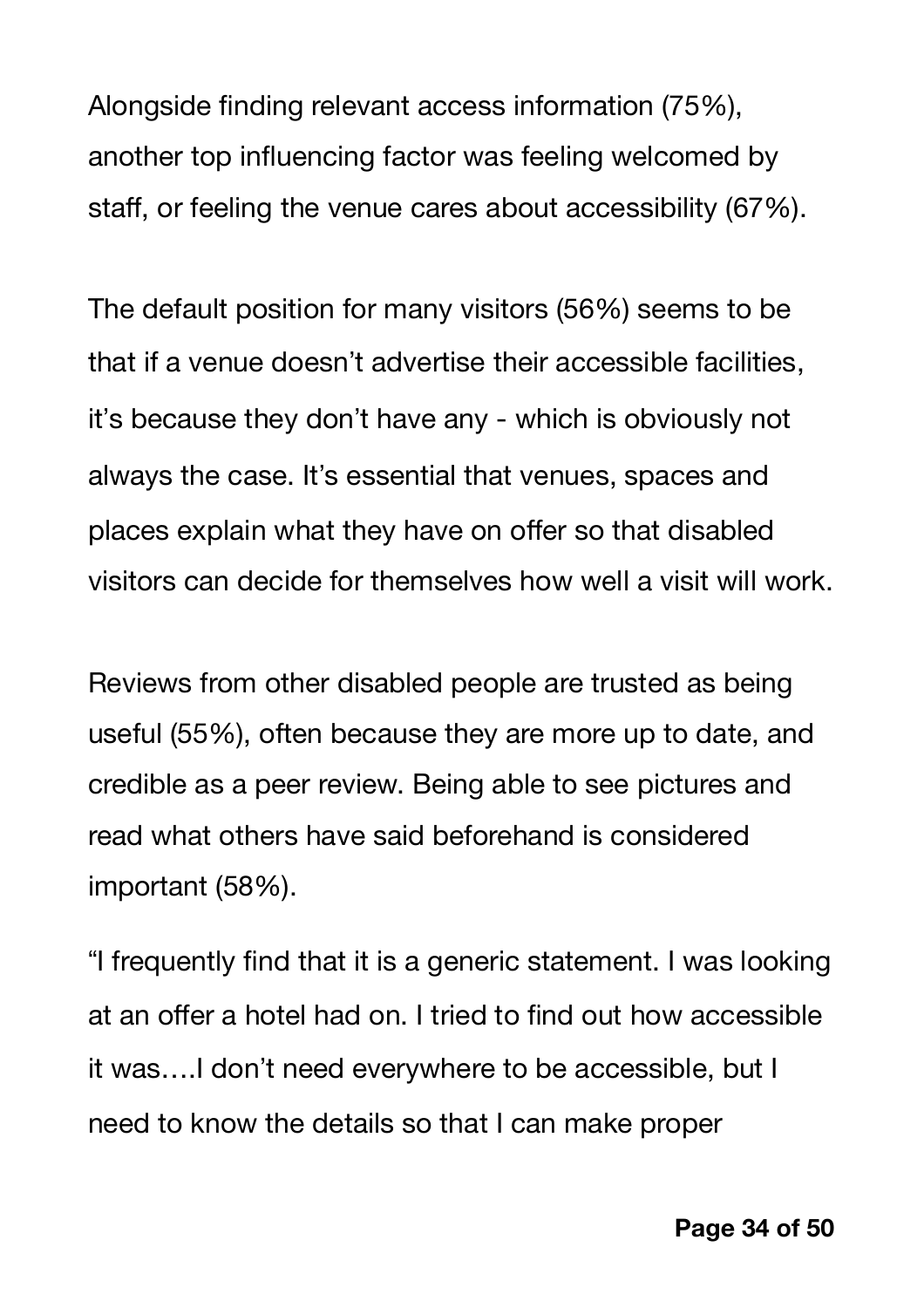Alongside finding relevant access information (75%), another top influencing factor was feeling welcomed by staff, or feeling the venue cares about accessibility (67%).

The default position for many visitors (56%) seems to be that if a venue doesn't advertise their accessible facilities, it's because they don't have any - which is obviously not always the case. It's essential that venues, spaces and places explain what they have on offer so that disabled visitors can decide for themselves how well a visit will work.

Reviews from other disabled people are trusted as being useful (55%), often because they are more up to date, and credible as a peer review. Being able to see pictures and read what others have said beforehand is considered important (58%).

"I frequently find that it is a generic statement. I was looking at an offer a hotel had on. I tried to find out how accessible it was….I don't need everywhere to be accessible, but I need to know the details so that I can make proper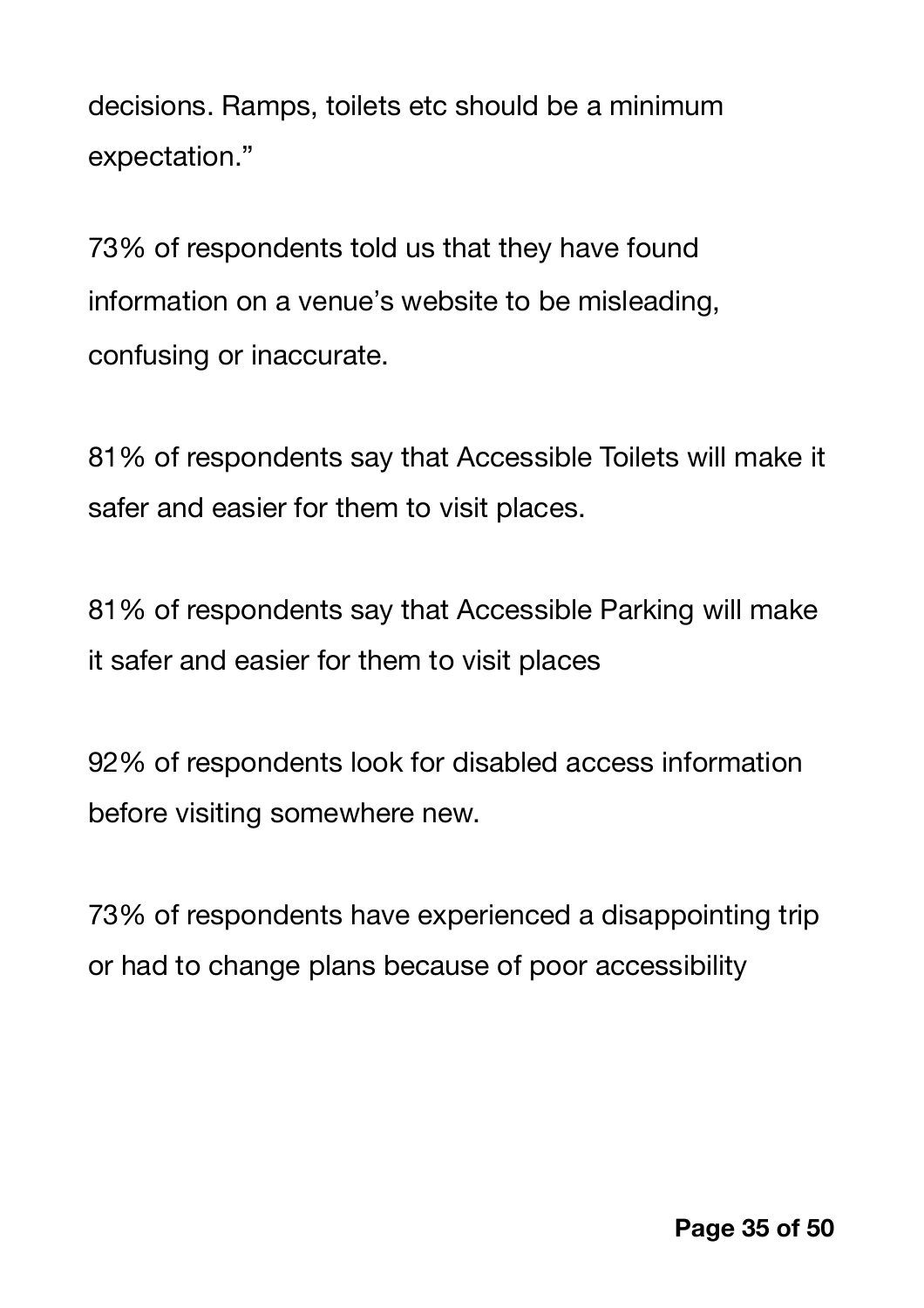decisions. Ramps, toilets etc should be a minimum expectation."

73% of respondents told us that they have found information on a venue's website to be misleading, confusing or inaccurate.

81% of respondents say that Accessible Toilets will make it safer and easier for them to visit places.

81% of respondents say that Accessible Parking will make it safer and easier for them to visit places

92% of respondents look for disabled access information before visiting somewhere new.

73% of respondents have experienced a disappointing trip or had to change plans because of poor accessibility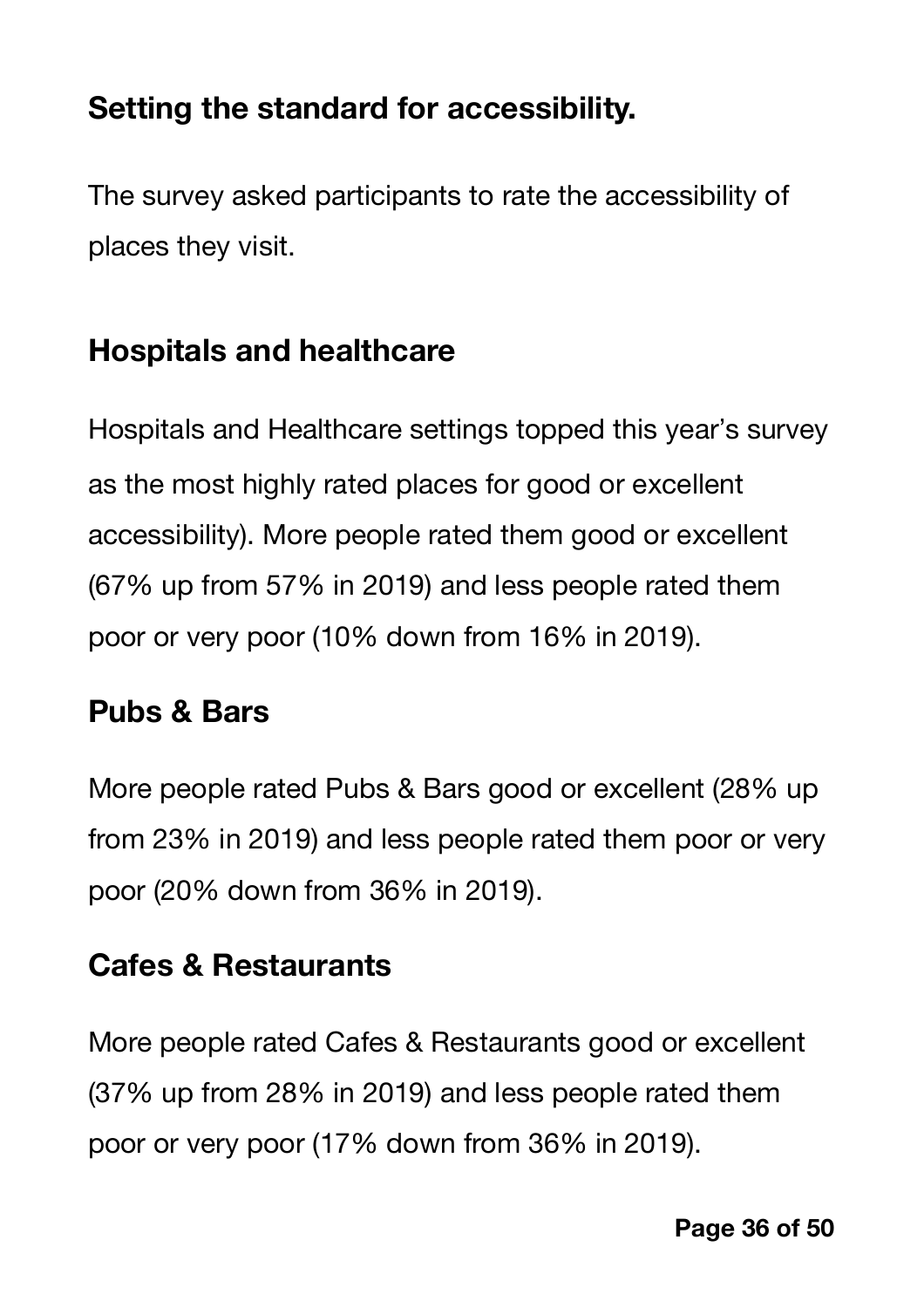## Setting the standard for accessibility.

The survey asked participants to rate the accessibility of places they visit.

### Hospitals and healthcare

Hospitals and Healthcare settings topped this year's survey as the most highly rated places for good or excellent accessibility). More people rated them good or excellent (67% up from 57% in 2019) and less people rated them poor or very poor (10% down from 16% in 2019).

### Pubs & Bars

More people rated Pubs & Bars good or excellent (28% up from 23% in 2019) and less people rated them poor or very poor (20% down from 36% in 2019).

### Cafes & Restaurants

More people rated Cafes & Restaurants good or excellent (37% up from 28% in 2019) and less people rated them poor or very poor (17% down from 36% in 2019).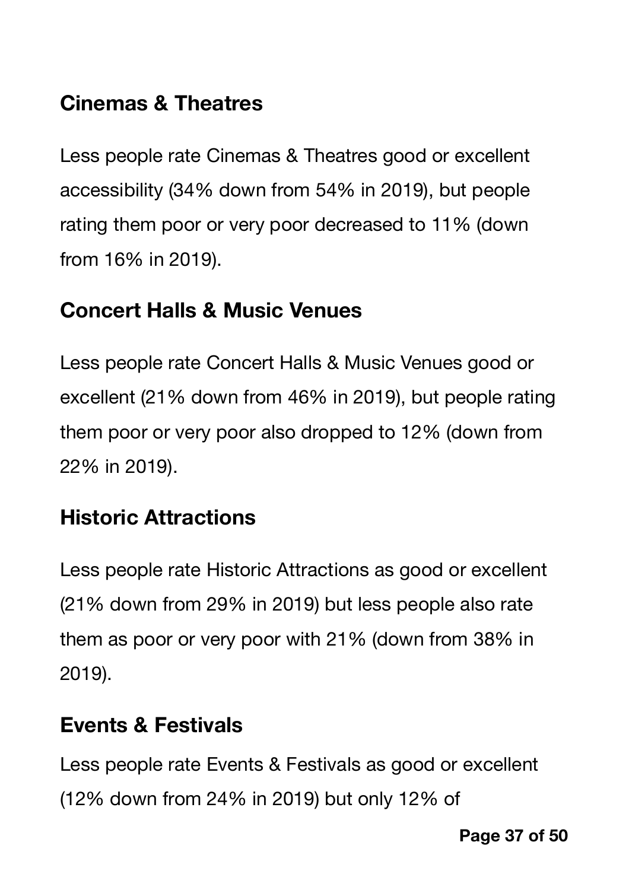## Cinemas & Theatres

Less people rate Cinemas & Theatres good or excellent accessibility (34% down from 54% in 2019), but people rating them poor or very poor decreased to 11% (down from 16% in 2019).

## Concert Halls & Music Venues

Less people rate Concert Halls & Music Venues good or excellent (21% down from 46% in 2019), but people rating them poor or very poor also dropped to 12% (down from 22% in 2019).

## Historic Attractions

Less people rate Historic Attractions as good or excellent (21% down from 29% in 2019) but less people also rate them as poor or very poor with 21% (down from 38% in 2019).

## Events & Festivals

Less people rate Events & Festivals as good or excellent (12% down from 24% in 2019) but only 12% of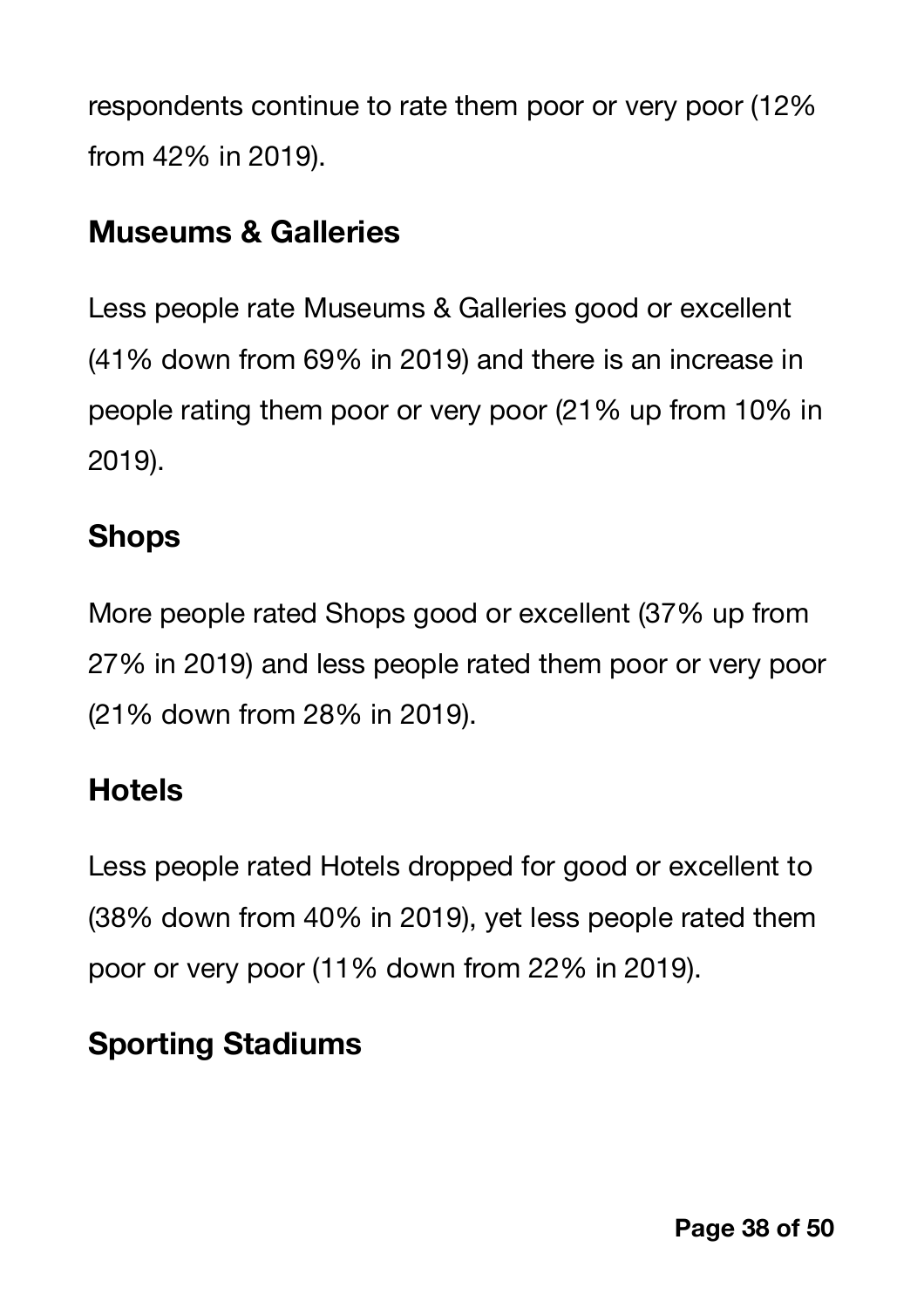respondents continue to rate them poor or very poor (12% from 42% in 2019).

## Museums & Galleries

Less people rate Museums & Galleries good or excellent (41% down from 69% in 2019) and there is an increase in people rating them poor or very poor (21% up from 10% in 2019).

## Shops

More people rated Shops good or excellent (37% up from 27% in 2019) and less people rated them poor or very poor (21% down from 28% in 2019).

## Hotels

Less people rated Hotels dropped for good or excellent to (38% down from 40% in 2019), yet less people rated them poor or very poor (11% down from 22% in 2019).

## Sporting Stadiums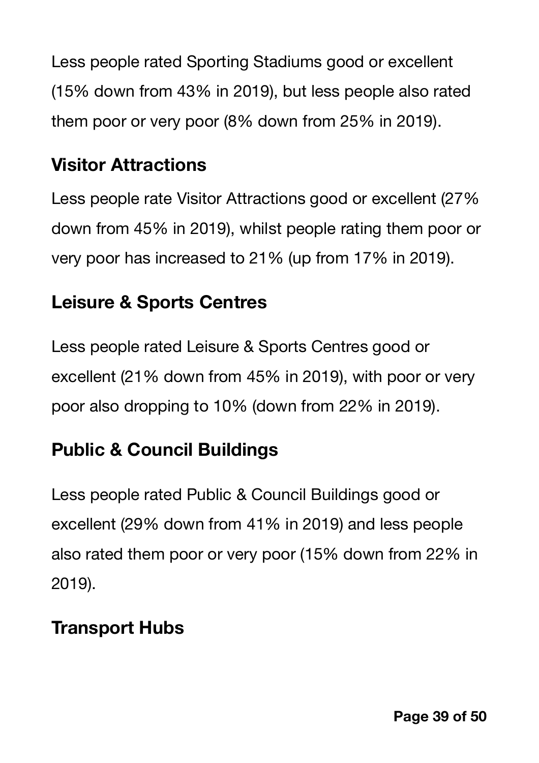Less people rated Sporting Stadiums good or excellent (15% down from 43% in 2019), but less people also rated them poor or very poor (8% down from 25% in 2019).

### Visitor Attractions

Less people rate Visitor Attractions good or excellent (27% down from 45% in 2019), whilst people rating them poor or very poor has increased to 21% (up from 17% in 2019).

### Leisure & Sports Centres

Less people rated Leisure & Sports Centres good or excellent (21% down from 45% in 2019), with poor or very poor also dropping to 10% (down from 22% in 2019).

### Public & Council Buildings

Less people rated Public & Council Buildings good or excellent (29% down from 41% in 2019) and less people also rated them poor or very poor (15% down from 22% in 2019).

### Transport Hubs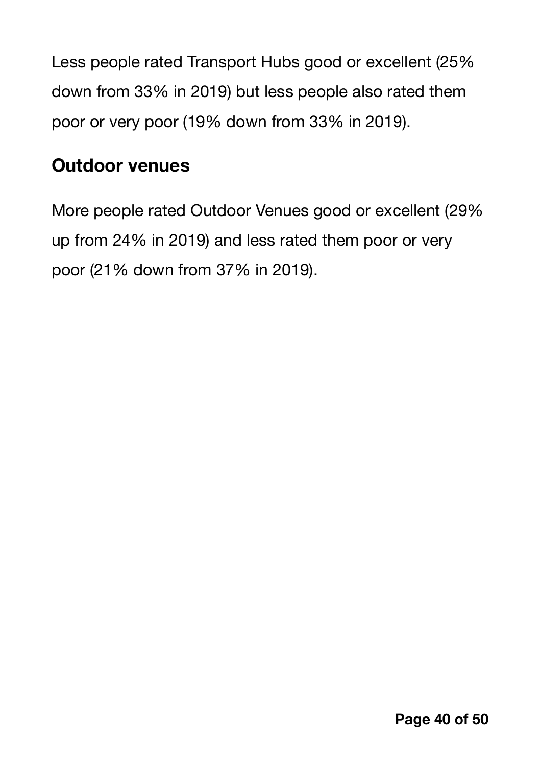Less people rated Transport Hubs good or excellent (25% down from 33% in 2019) but less people also rated them poor or very poor (19% down from 33% in 2019).

## Outdoor venues

More people rated Outdoor Venues good or excellent (29% up from 24% in 2019) and less rated them poor or very poor (21% down from 37% in 2019).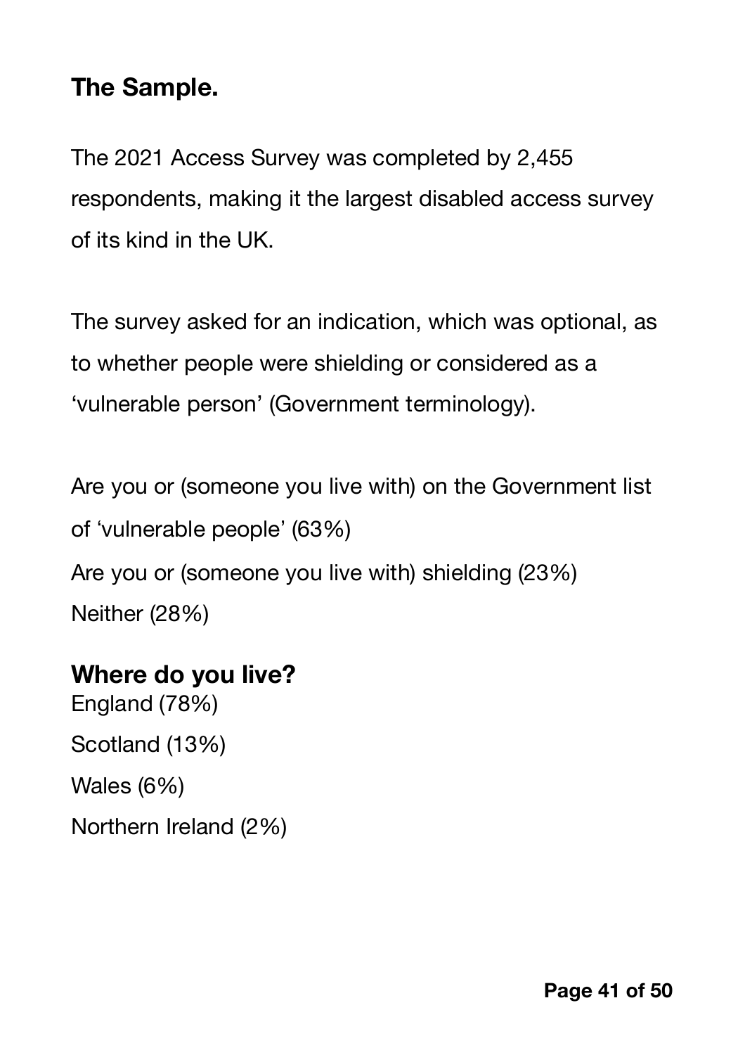## The Sample.

The 2021 Access Survey was completed by 2,455 respondents, making it the largest disabled access survey of its kind in the UK.

The survey asked for an indication, which was optional, as to whether people were shielding or considered as a 'vulnerable person' (Government terminology).

Are you or (someone you live with) on the Government list of 'vulnerable people' (63%)
Are you or (someone you live with) shielding (23%)
Neither (28%)

## Where do you live?

England (78%)
Scotland (13%)
Wales (6%)
Northern Ireland (2%)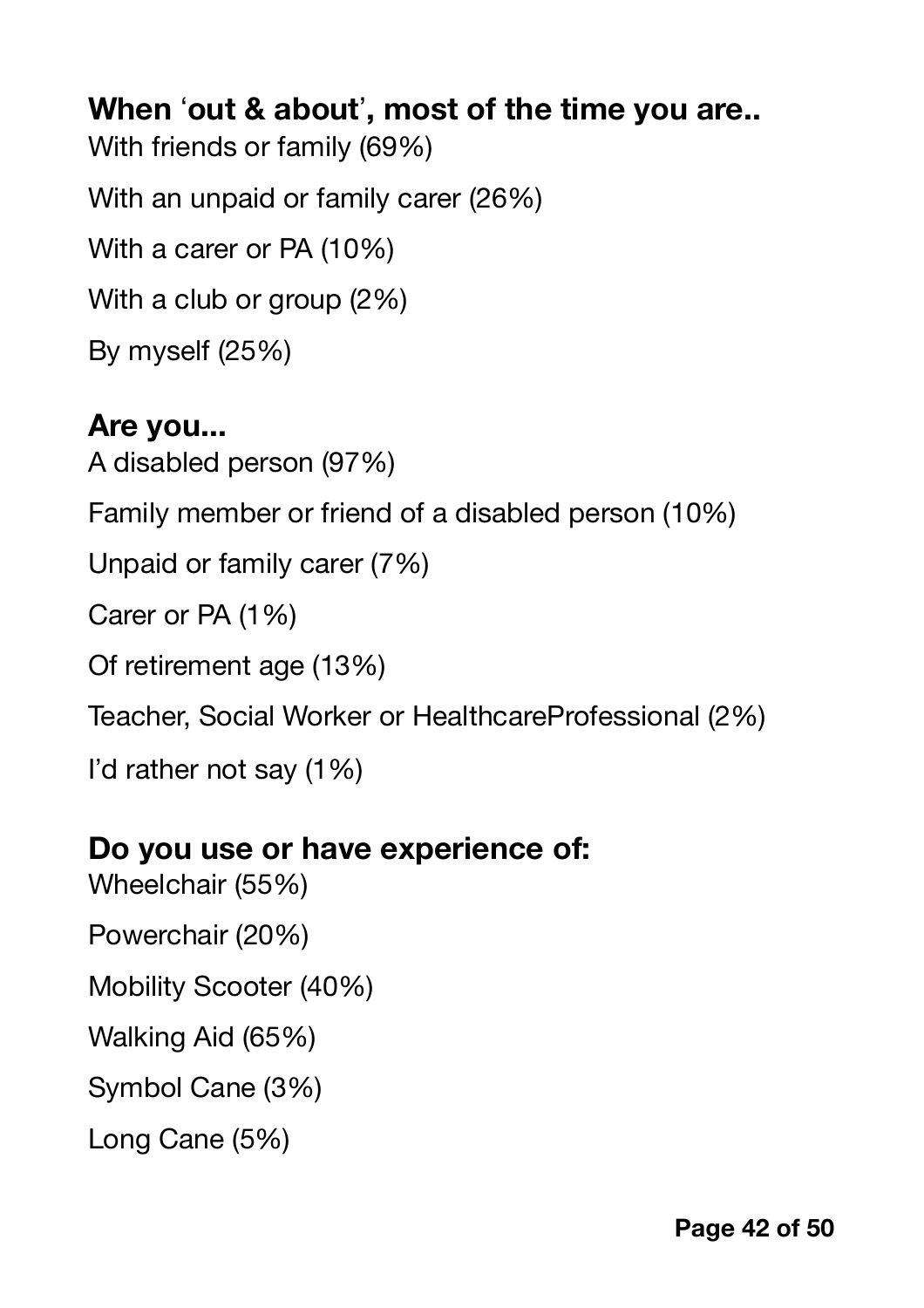**When ‘out & about’, most of the time you are..**

With friends or family (69%)

With an unpaid or family carer (26%)

With a carer or PA (10%)

With a club or group (2%)

By myself (25%)

**Are you...**

A disabled person (97%)

Family member or friend of a disabled person (10%)

Unpaid or family carer (7%)

Carer or PA (1%)

Of retirement age (13%)

Teacher, Social Worker or HealthcareProfessional (2%)

I’d rather not say (1%)

**Do you use or have experience of:**

Wheelchair (55%)

Powerchair (20%)

Mobility Scooter (40%)

Walking Aid (65%)

Symbol Cane (3%)

Long Cane (5%)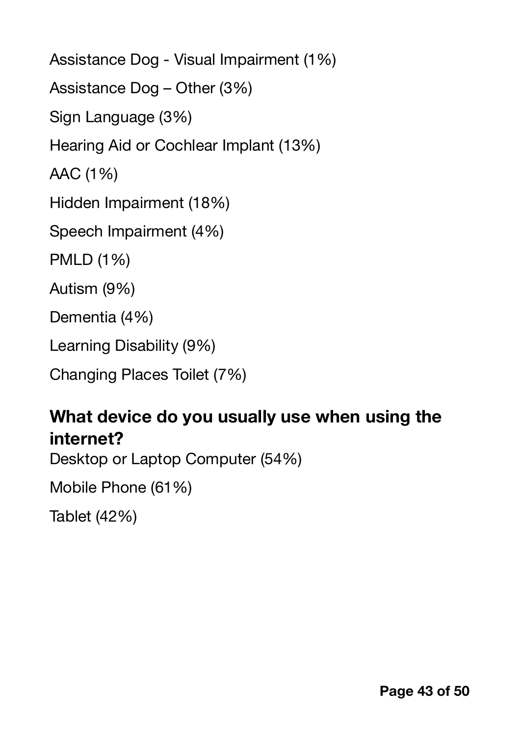Assistance Dog - Visual Impairment (1%)

Assistance Dog – Other (3%)

Sign Language (3%)

Hearing Aid or Cochlear Implant (13%)

AAC (1%)

Hidden Impairment (18%)

Speech Impairment (4%)

PMLD (1%)

Autism (9%)

Dementia (4%)

Learning Disability (9%)

Changing Places Toilet (7%)

## What device do you usually use when using the internet?

Desktop or Laptop Computer (54%)

Mobile Phone (61%)

Tablet (42%)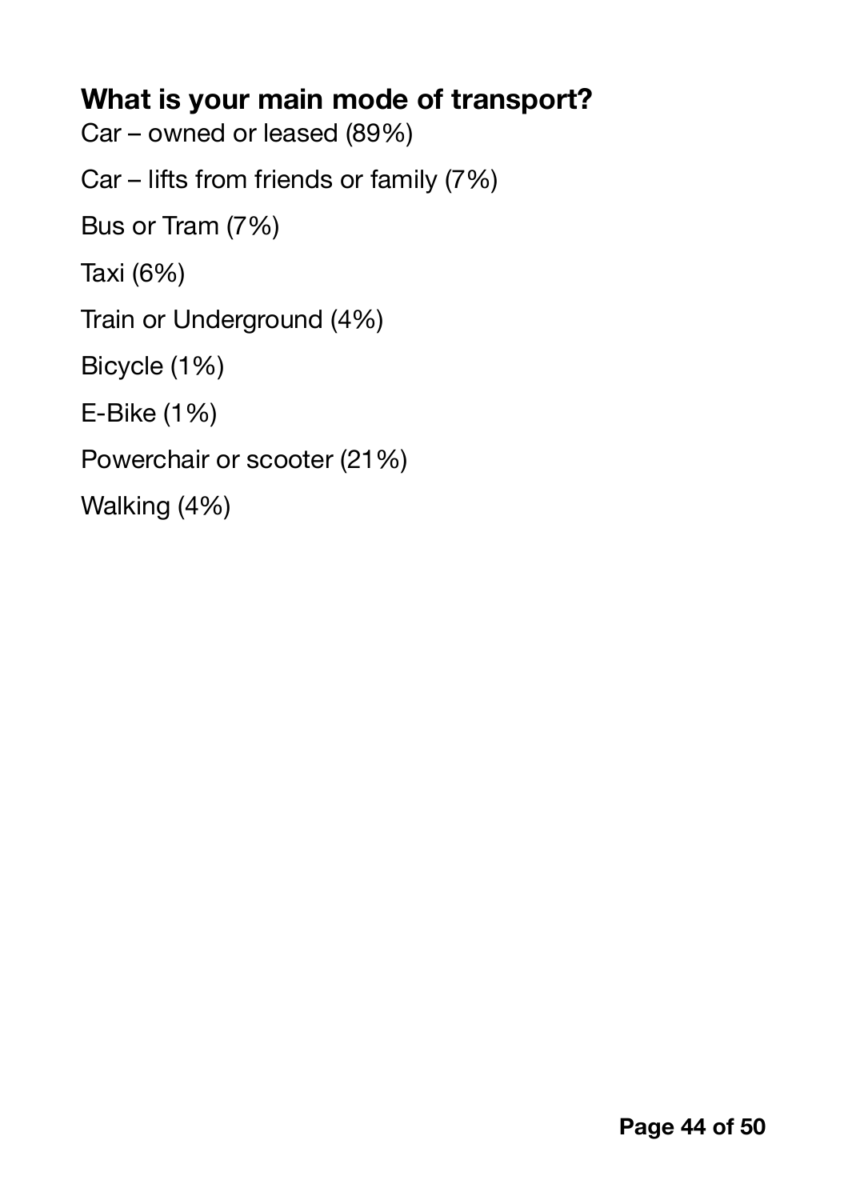**What is your main mode of transport?**

Car – owned or leased (89%)

Car – lifts from friends or family (7%)

Bus or Tram (7%)

Taxi (6%)

Train or Underground (4%)

Bicycle (1%)

E-Bike (1%)

Powerchair or scooter (21%)

Walking (4%)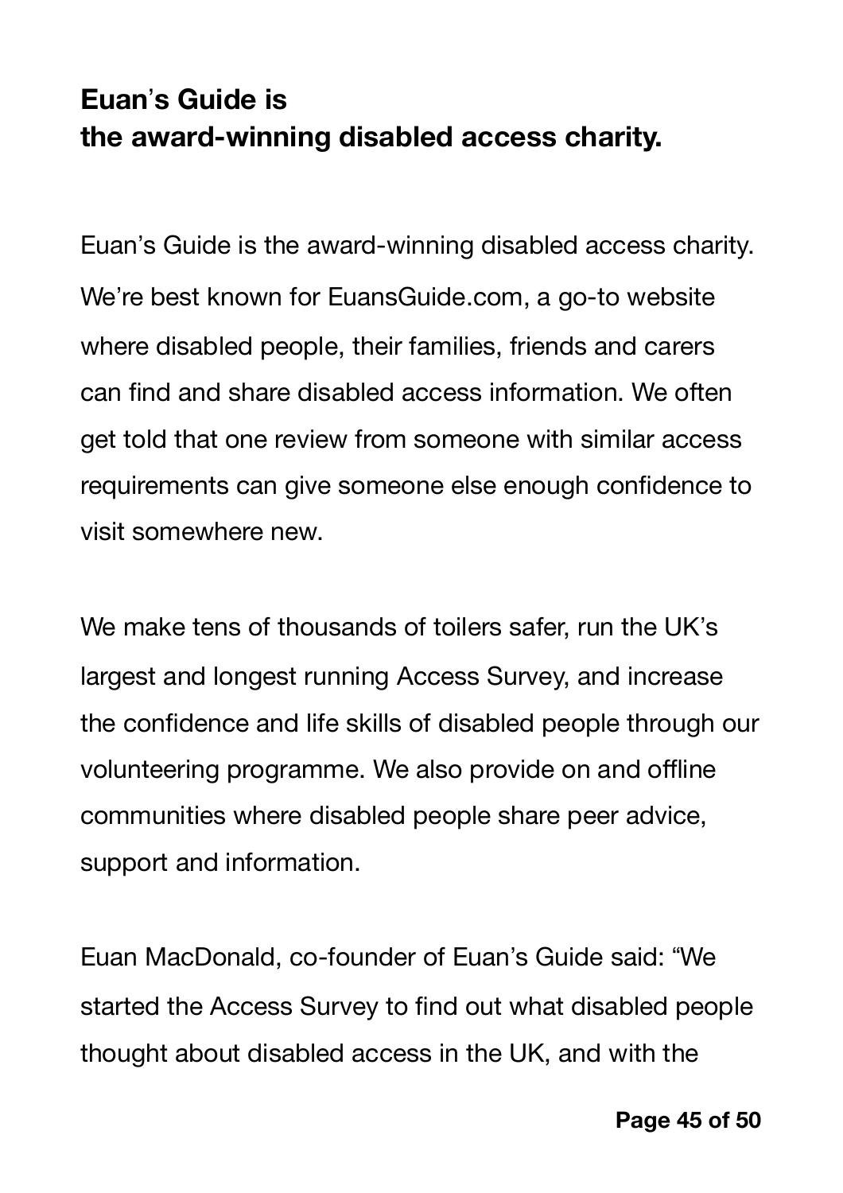## Euan's Guide is the award-winning disabled access charity.

Euan's Guide is the award-winning disabled access charity. We're best known for EuansGuide.com, a go-to website where disabled people, their families, friends and carers can find and share disabled access information. We often get told that one review from someone with similar access requirements can give someone else enough confidence to visit somewhere new.

We make tens of thousands of toilers safer, run the UK's largest and longest running Access Survey, and increase the confidence and life skills of disabled people through our volunteering programme. We also provide on and offline communities where disabled people share peer advice, support and information.

Euan MacDonald, co-founder of Euan's Guide said: "We started the Access Survey to find out what disabled people thought about disabled access in the UK, and with the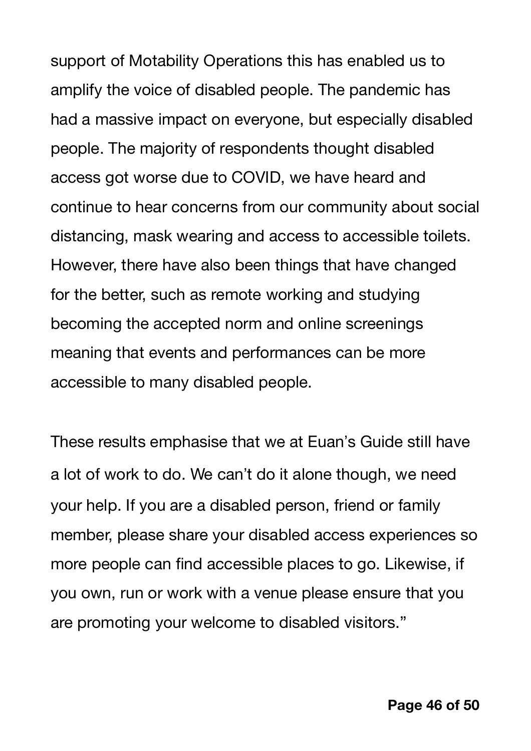support of Motability Operations this has enabled us to amplify the voice of disabled people. The pandemic has had a massive impact on everyone, but especially disabled people. The majority of respondents thought disabled access got worse due to COVID, we have heard and continue to hear concerns from our community about social distancing, mask wearing and access to accessible toilets. However, there have also been things that have changed for the better, such as remote working and studying becoming the accepted norm and online screenings meaning that events and performances can be more accessible to many disabled people.

These results emphasise that we at Euan's Guide still have a lot of work to do. We can't do it alone though, we need your help. If you are a disabled person, friend or family member, please share your disabled access experiences so more people can find accessible places to go. Likewise, if you own, run or work with a venue please ensure that you are promoting your welcome to disabled visitors."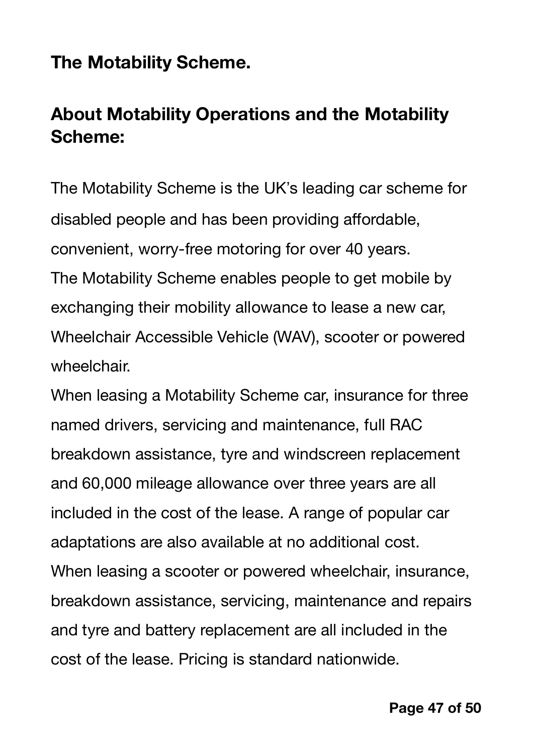## The Motability Scheme.

## About Motability Operations and the Motability Scheme:

The Motability Scheme is the UK's leading car scheme for disabled people and has been providing affordable, convenient, worry-free motoring for over 40 years.

The Motability Scheme enables people to get mobile by exchanging their mobility allowance to lease a new car, Wheelchair Accessible Vehicle (WAV), scooter or powered wheelchair.

When leasing a Motability Scheme car, insurance for three named drivers, servicing and maintenance, full RAC breakdown assistance, tyre and windscreen replacement and 60,000 mileage allowance over three years are all included in the cost of the lease. A range of popular car adaptations are also available at no additional cost.

When leasing a scooter or powered wheelchair, insurance, breakdown assistance, servicing, maintenance and repairs and tyre and battery replacement are all included in the cost of the lease. Pricing is standard nationwide.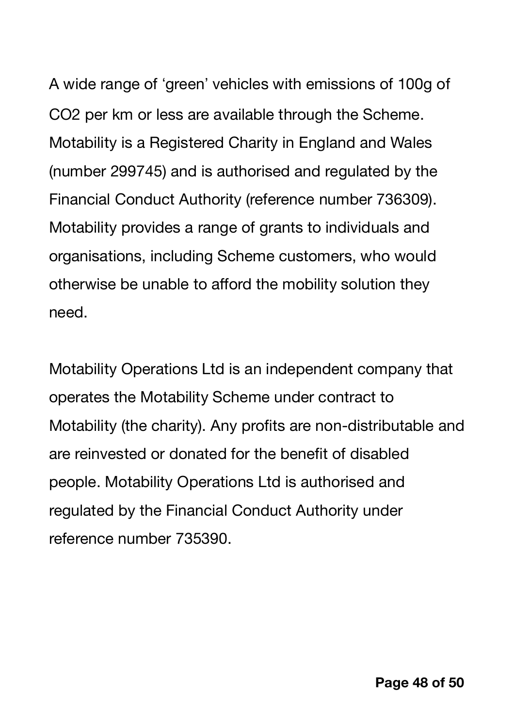A wide range of 'green' vehicles with emissions of 100g of $CO_2$ per km or less are available through the Scheme. Motability is a Registered Charity in England and Wales (number 299745) and is authorised and regulated by the Financial Conduct Authority (reference number 736309). Motability provides a range of grants to individuals and organisations, including Scheme customers, who would otherwise be unable to afford the mobility solution they need.

Motability Operations Ltd is an independent company that operates the Motability Scheme under contract to Motability (the charity). Any profits are non-distributable and are reinvested or donated for the benefit of disabled people. Motability Operations Ltd is authorised and regulated by the Financial Conduct Authority under reference number 735390.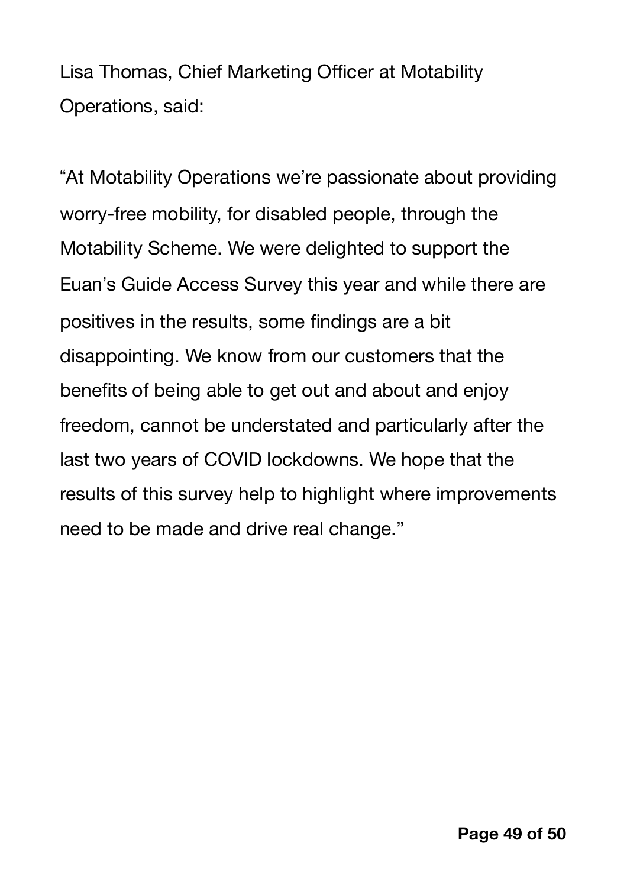Lisa Thomas, Chief Marketing Officer at Motability Operations, said:

“At Motability Operations we’re passionate about providing worry-free mobility, for disabled people, through the Motability Scheme. We were delighted to support the Euan’s Guide Access Survey this year and while there are positives in the results, some findings are a bit disappointing. We know from our customers that the benefits of being able to get out and about and enjoy freedom, cannot be understated and particularly after the last two years of COVID lockdowns. We hope that the results of this survey help to highlight where improvements need to be made and drive real change.”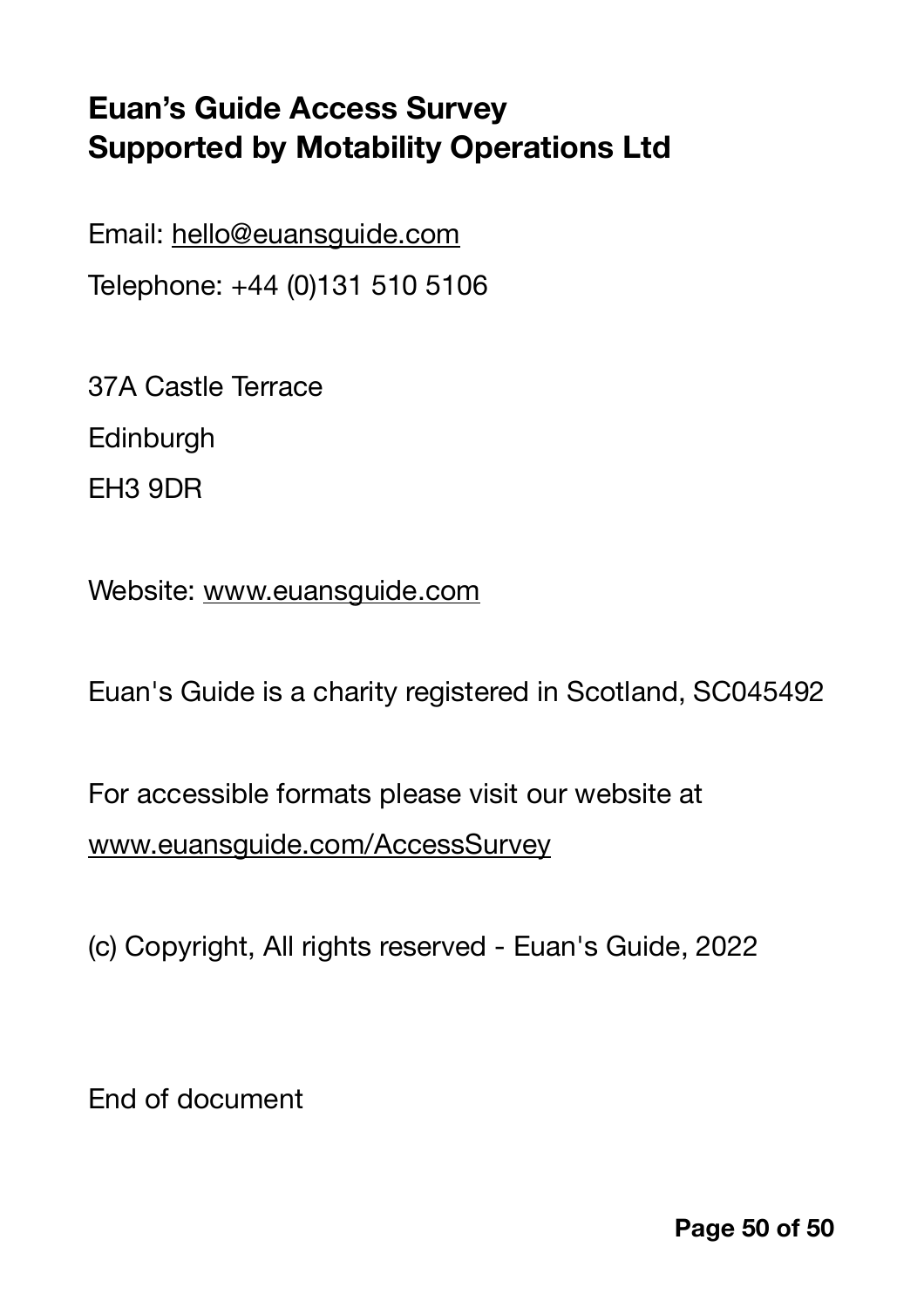## Euan's Guide Access Survey
## Supported by Motability Operations Ltd

Email: hello@euansguide.com

Telephone: +44 (0)131 510 5106

37A Castle Terrace

Edinburgh

EH3 9DR

Website: www.euansguide.com

Euan's Guide is a charity registered in Scotland, SC045492

For accessible formats please visit our website at www.euansguide.com/AccessSurvey

(c) Copyright, All rights reserved - Euan's Guide, 2022

End of document